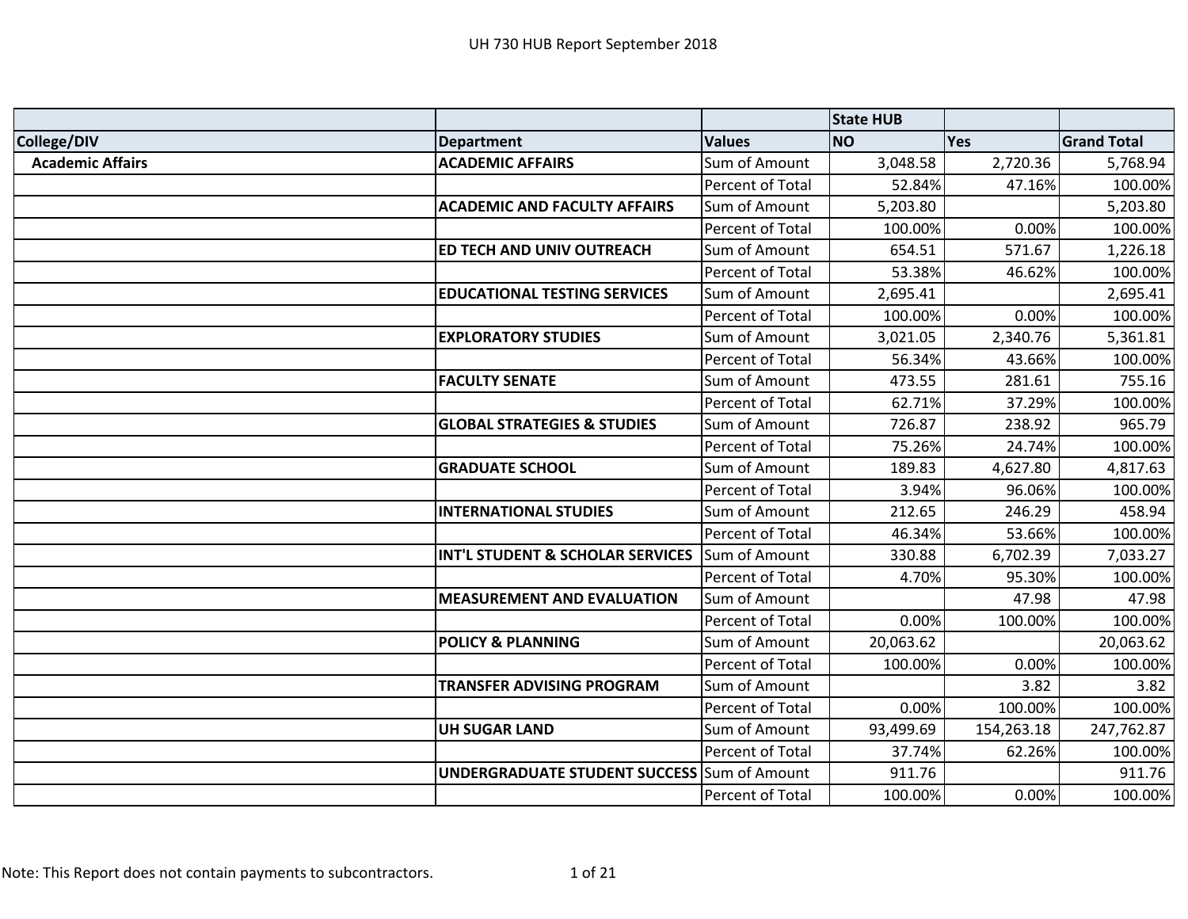# UH 730 HUB Report September 2018

| | | | State HUB | | |
|---|---|---|---|---|---|
| **College/DIV** | **Department** | **Values** | **NO** | **Yes** | **Grand Total** |
| **Academic Affairs** | **ACADEMIC AFFAIRS** | Sum of Amount | 3,048.58 | 2,720.36 | 5,768.94 |
| | | Percent of Total | 52.84% | 47.16% | 100.00% |
| | **ACADEMIC AND FACULTY AFFAIRS** | Sum of Amount | 5,203.80 | | 5,203.80 |
| | | Percent of Total | 100.00% | 0.00% | 100.00% |
| | **ED TECH AND UNIV OUTREACH** | Sum of Amount | 654.51 | 571.67 | 1,226.18 |
| | | Percent of Total | 53.38% | 46.62% | 100.00% |
| | **EDUCATIONAL TESTING SERVICES** | Sum of Amount | 2,695.41 | | 2,695.41 |
| | | Percent of Total | 100.00% | 0.00% | 100.00% |
| | **EXPLORATORY STUDIES** | Sum of Amount | 3,021.05 | 2,340.76 | 5,361.81 |
| | | Percent of Total | 56.34% | 43.66% | 100.00% |
| | **FACULTY SENATE** | Sum of Amount | 473.55 | 281.61 | 755.16 |
| | | Percent of Total | 62.71% | 37.29% | 100.00% |
| | **GLOBAL STRATEGIES & STUDIES** | Sum of Amount | 726.87 | 238.92 | 965.79 |
| | | Percent of Total | 75.26% | 24.74% | 100.00% |
| | **GRADUATE SCHOOL** | Sum of Amount | 189.83 | 4,627.80 | 4,817.63 |
| | | Percent of Total | 3.94% | 96.06% | 100.00% |
| | **INTERNATIONAL STUDIES** | Sum of Amount | 212.65 | 246.29 | 458.94 |
| | | Percent of Total | 46.34% | 53.66% | 100.00% |
| | **INT'L STUDENT & SCHOLAR SERVICES** | Sum of Amount | 330.88 | 6,702.39 | 7,033.27 |
| | | Percent of Total | 4.70% | 95.30% | 100.00% |
| | **MEASUREMENT AND EVALUATION** | Sum of Amount | | 47.98 | 47.98 |
| | | Percent of Total | 0.00% | 100.00% | 100.00% |
| | **POLICY & PLANNING** | Sum of Amount | 20,063.62 | | 20,063.62 |
| | | Percent of Total | 100.00% | 0.00% | 100.00% |
| | **TRANSFER ADVISING PROGRAM** | Sum of Amount | | 3.82 | 3.82 |
| | | Percent of Total | 0.00% | 100.00% | 100.00% |
| | **UH SUGAR LAND** | Sum of Amount | 93,499.69 | 154,263.18 | 247,762.87 |
| | | Percent of Total | 37.74% | 62.26% | 100.00% |
| | **UNDERGRADUATE STUDENT SUCCESS** | Sum of Amount | 911.76 | | 911.76 |
| | | Percent of Total | 100.00% | 0.00% | 100.00% |

Note: This Report does not contain payments to subcontractors.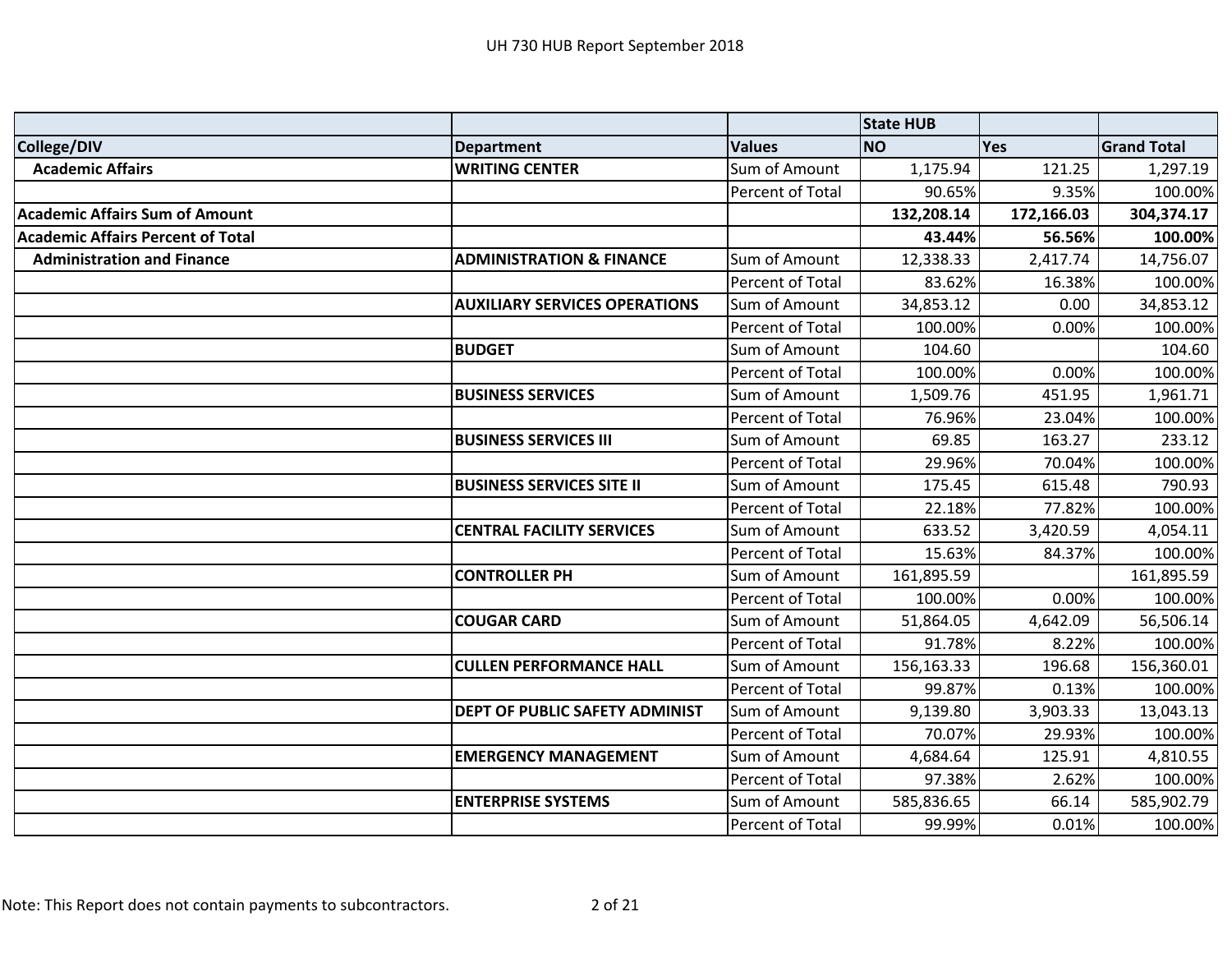|  |  |  | State HUB |  |  |
|---|---|---|---|---|---|
| **College/DIV** | **Department** | **Values** | **NO** | **Yes** | **Grand Total** |
| **Academic Affairs** | **WRITING CENTER** | Sum of Amount | 1,175.94 | 121.25 | 1,297.19 |
|  |  | Percent of Total | 90.65% | 9.35% | 100.00% |
| **Academic Affairs Sum of Amount** |  |  | **132,208.14** | **172,166.03** | **304,374.17** |
| **Academic Affairs Percent of Total** |  |  | **43.44%** | **56.56%** | **100.00%** |
| **Administration and Finance** | **ADMINISTRATION & FINANCE** | Sum of Amount | 12,338.33 | 2,417.74 | 14,756.07 |
|  |  | Percent of Total | 83.62% | 16.38% | 100.00% |
|  | **AUXILIARY SERVICES OPERATIONS** | Sum of Amount | 34,853.12 | 0.00 | 34,853.12 |
|  |  | Percent of Total | 100.00% | 0.00% | 100.00% |
|  | **BUDGET** | Sum of Amount | 104.60 |  | 104.60 |
|  |  | Percent of Total | 100.00% | 0.00% | 100.00% |
|  | **BUSINESS SERVICES** | Sum of Amount | 1,509.76 | 451.95 | 1,961.71 |
|  |  | Percent of Total | 76.96% | 23.04% | 100.00% |
|  | **BUSINESS SERVICES III** | Sum of Amount | 69.85 | 163.27 | 233.12 |
|  |  | Percent of Total | 29.96% | 70.04% | 100.00% |
|  | **BUSINESS SERVICES SITE II** | Sum of Amount | 175.45 | 615.48 | 790.93 |
|  |  | Percent of Total | 22.18% | 77.82% | 100.00% |
|  | **CENTRAL FACILITY SERVICES** | Sum of Amount | 633.52 | 3,420.59 | 4,054.11 |
|  |  | Percent of Total | 15.63% | 84.37% | 100.00% |
|  | **CONTROLLER PH** | Sum of Amount | 161,895.59 |  | 161,895.59 |
|  |  | Percent of Total | 100.00% | 0.00% | 100.00% |
|  | **COUGAR CARD** | Sum of Amount | 51,864.05 | 4,642.09 | 56,506.14 |
|  |  | Percent of Total | 91.78% | 8.22% | 100.00% |
|  | **CULLEN PERFORMANCE HALL** | Sum of Amount | 156,163.33 | 196.68 | 156,360.01 |
|  |  | Percent of Total | 99.87% | 0.13% | 100.00% |
|  | **DEPT OF PUBLIC SAFETY ADMINIST** | Sum of Amount | 9,139.80 | 3,903.33 | 13,043.13 |
|  |  | Percent of Total | 70.07% | 29.93% | 100.00% |
|  | **EMERGENCY MANAGEMENT** | Sum of Amount | 4,684.64 | 125.91 | 4,810.55 |
|  |  | Percent of Total | 97.38% | 2.62% | 100.00% |
|  | **ENTERPRISE SYSTEMS** | Sum of Amount | 585,836.65 | 66.14 | 585,902.79 |
|  |  | Percent of Total | 99.99% | 0.01% | 100.00% |

Note: This Report does not contain payments to subcontractors.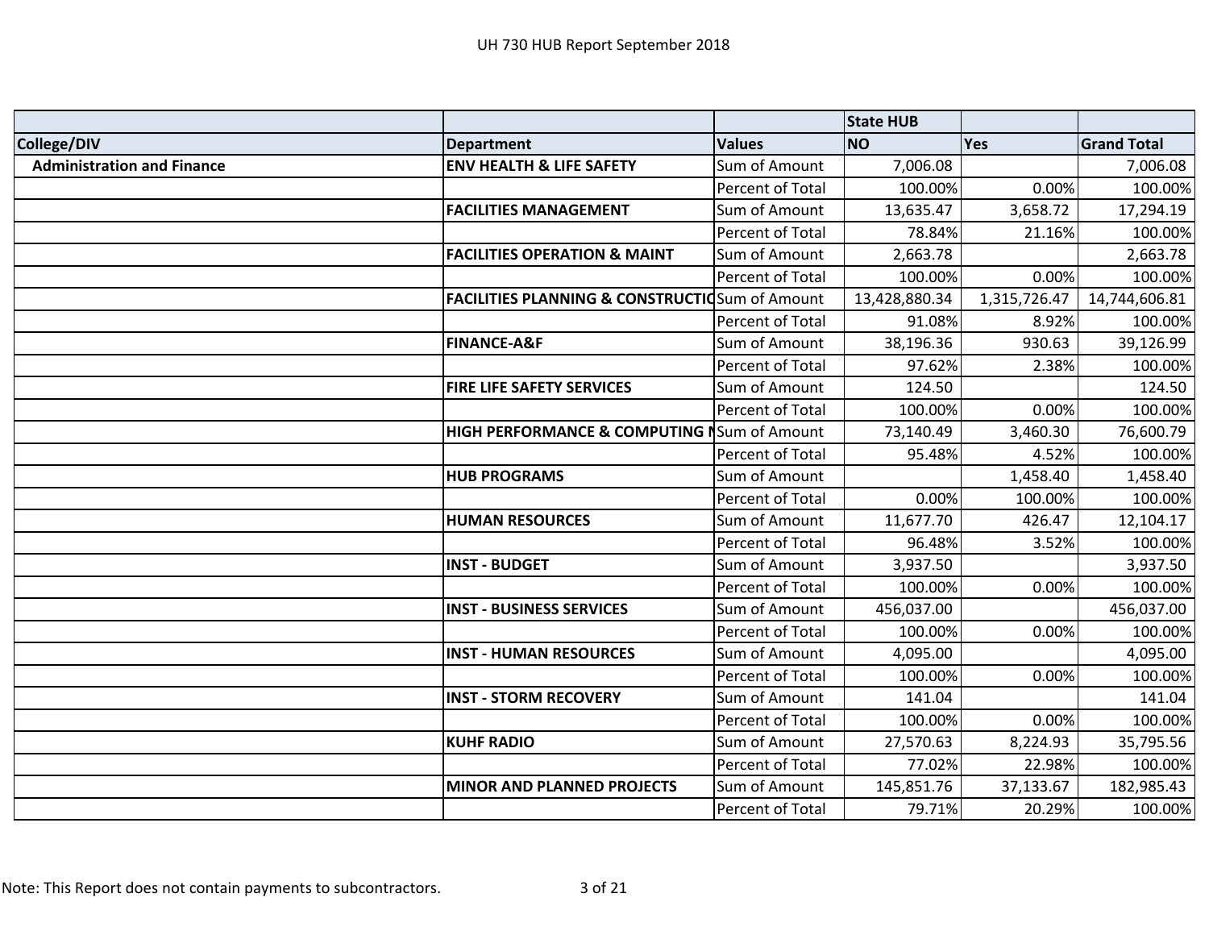UH 730 HUB Report September 2018

| | | | State HUB | | |
|---|---|---|---|---|---|
| **College/DIV** | **Department** | **Values** | **NO** | **Yes** | **Grand Total** |
| **Administration and Finance** | **ENV HEALTH & LIFE SAFETY** | Sum of Amount | 7,006.08 | | 7,006.08 |
| | | Percent of Total | 100.00% | 0.00% | 100.00% |
| | **FACILITIES MANAGEMENT** | Sum of Amount | 13,635.47 | 3,658.72 | 17,294.19 |
| | | Percent of Total | 78.84% | 21.16% | 100.00% |
| | **FACILITIES OPERATION & MAINT** | Sum of Amount | 2,663.78 | | 2,663.78 |
| | | Percent of Total | 100.00% | 0.00% | 100.00% |
| | **FACILITIES PLANNING & CONSTRUCTIO** | Sum of Amount | 13,428,880.34 | 1,315,726.47 | 14,744,606.81 |
| | | Percent of Total | 91.08% | 8.92% | 100.00% |
| | **FINANCE-A&F** | Sum of Amount | 38,196.36 | 930.63 | 39,126.99 |
| | | Percent of Total | 97.62% | 2.38% | 100.00% |
| | **FIRE LIFE SAFETY SERVICES** | Sum of Amount | 124.50 | | 124.50 |
| | | Percent of Total | 100.00% | 0.00% | 100.00% |
| | **HIGH PERFORMANCE & COMPUTING N** | Sum of Amount | 73,140.49 | 3,460.30 | 76,600.79 |
| | | Percent of Total | 95.48% | 4.52% | 100.00% |
| | **HUB PROGRAMS** | Sum of Amount | | 1,458.40 | 1,458.40 |
| | | Percent of Total | 0.00% | 100.00% | 100.00% |
| | **HUMAN RESOURCES** | Sum of Amount | 11,677.70 | 426.47 | 12,104.17 |
| | | Percent of Total | 96.48% | 3.52% | 100.00% |
| | **INST - BUDGET** | Sum of Amount | 3,937.50 | | 3,937.50 |
| | | Percent of Total | 100.00% | 0.00% | 100.00% |
| | **INST - BUSINESS SERVICES** | Sum of Amount | 456,037.00 | | 456,037.00 |
| | | Percent of Total | 100.00% | 0.00% | 100.00% |
| | **INST - HUMAN RESOURCES** | Sum of Amount | 4,095.00 | | 4,095.00 |
| | | Percent of Total | 100.00% | 0.00% | 100.00% |
| | **INST - STORM RECOVERY** | Sum of Amount | 141.04 | | 141.04 |
| | | Percent of Total | 100.00% | 0.00% | 100.00% |
| | **KUHF RADIO** | Sum of Amount | 27,570.63 | 8,224.93 | 35,795.56 |
| | | Percent of Total | 77.02% | 22.98% | 100.00% |
| | **MINOR AND PLANNED PROJECTS** | Sum of Amount | 145,851.76 | 37,133.67 | 182,985.43 |
| | | Percent of Total | 79.71% | 20.29% | 100.00% |

Note: This Report does not contain payments to subcontractors.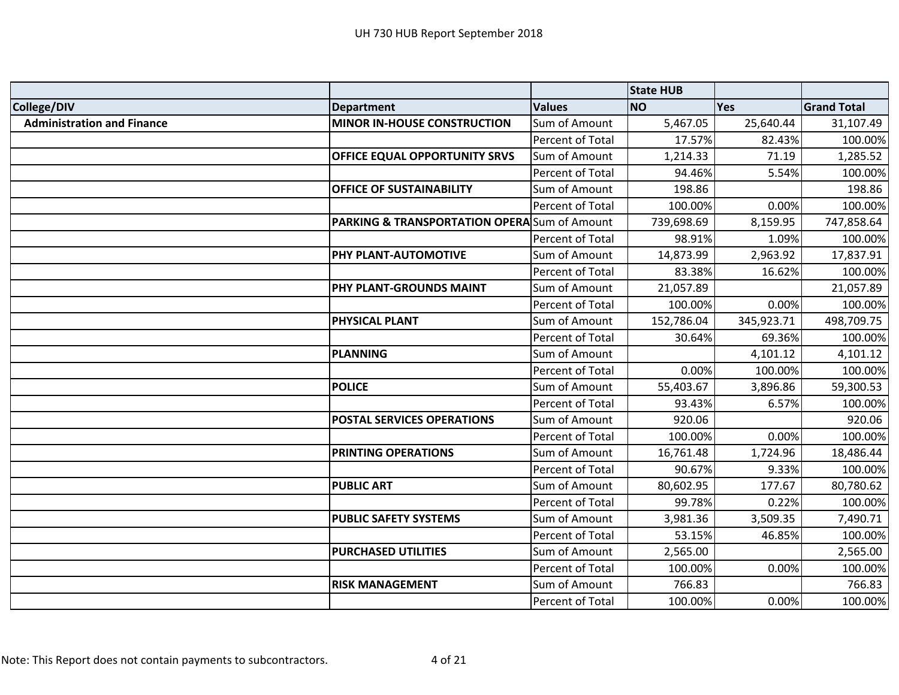UH 730 HUB Report September 2018

| | | | State HUB | | |
|---|---|---|---|---|---|
| **College/DIV** | **Department** | **Values** | **NO** | **Yes** | **Grand Total** |
| **Administration and Finance** | **MINOR IN-HOUSE CONSTRUCTION** | Sum of Amount | 5,467.05 | 25,640.44 | 31,107.49 |
| | | Percent of Total | 17.57% | 82.43% | 100.00% |
| | **OFFICE EQUAL OPPORTUNITY SRVS** | Sum of Amount | 1,214.33 | 71.19 | 1,285.52 |
| | | Percent of Total | 94.46% | 5.54% | 100.00% |
| | **OFFICE OF SUSTAINABILITY** | Sum of Amount | 198.86 | | 198.86 |
| | | Percent of Total | 100.00% | 0.00% | 100.00% |
| | **PARKING & TRANSPORTATION OPERA** | Sum of Amount | 739,698.69 | 8,159.95 | 747,858.64 |
| | | Percent of Total | 98.91% | 1.09% | 100.00% |
| | **PHY PLANT-AUTOMOTIVE** | Sum of Amount | 14,873.99 | 2,963.92 | 17,837.91 |
| | | Percent of Total | 83.38% | 16.62% | 100.00% |
| | **PHY PLANT-GROUNDS MAINT** | Sum of Amount | 21,057.89 | | 21,057.89 |
| | | Percent of Total | 100.00% | 0.00% | 100.00% |
| | **PHYSICAL PLANT** | Sum of Amount | 152,786.04 | 345,923.71 | 498,709.75 |
| | | Percent of Total | 30.64% | 69.36% | 100.00% |
| | **PLANNING** | Sum of Amount | | 4,101.12 | 4,101.12 |
| | | Percent of Total | 0.00% | 100.00% | 100.00% |
| | **POLICE** | Sum of Amount | 55,403.67 | 3,896.86 | 59,300.53 |
| | | Percent of Total | 93.43% | 6.57% | 100.00% |
| | **POSTAL SERVICES OPERATIONS** | Sum of Amount | 920.06 | | 920.06 |
| | | Percent of Total | 100.00% | 0.00% | 100.00% |
| | **PRINTING OPERATIONS** | Sum of Amount | 16,761.48 | 1,724.96 | 18,486.44 |
| | | Percent of Total | 90.67% | 9.33% | 100.00% |
| | **PUBLIC ART** | Sum of Amount | 80,602.95 | 177.67 | 80,780.62 |
| | | Percent of Total | 99.78% | 0.22% | 100.00% |
| | **PUBLIC SAFETY SYSTEMS** | Sum of Amount | 3,981.36 | 3,509.35 | 7,490.71 |
| | | Percent of Total | 53.15% | 46.85% | 100.00% |
| | **PURCHASED UTILITIES** | Sum of Amount | 2,565.00 | | 2,565.00 |
| | | Percent of Total | 100.00% | 0.00% | 100.00% |
| | **RISK MANAGEMENT** | Sum of Amount | 766.83 | | 766.83 |
| | | Percent of Total | 100.00% | 0.00% | 100.00% |

Note: This Report does not contain payments to subcontractors.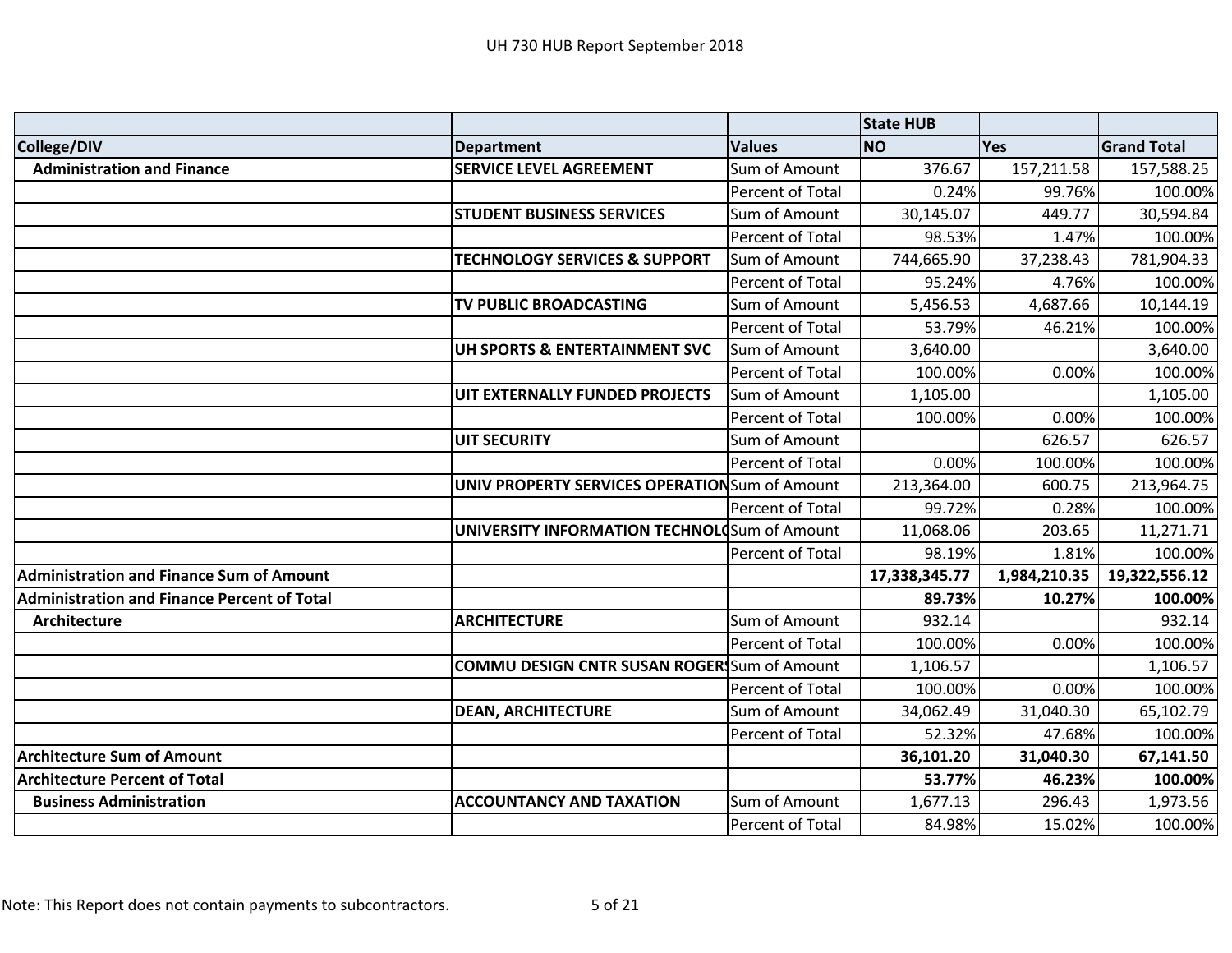UH 730 HUB Report September 2018

| | | | State HUB | | |
|---|---|---|---|---|---|
| College/DIV | Department | Values | NO | Yes | Grand Total |
| **Administration and Finance** | **SERVICE LEVEL AGREEMENT** | Sum of Amount | 376.67 | 157,211.58 | 157,588.25 |
| | | Percent of Total | 0.24% | 99.76% | 100.00% |
| | **STUDENT BUSINESS SERVICES** | Sum of Amount | 30,145.07 | 449.77 | 30,594.84 |
| | | Percent of Total | 98.53% | 1.47% | 100.00% |
| | **TECHNOLOGY SERVICES & SUPPORT** | Sum of Amount | 744,665.90 | 37,238.43 | 781,904.33 |
| | | Percent of Total | 95.24% | 4.76% | 100.00% |
| | **TV PUBLIC BROADCASTING** | Sum of Amount | 5,456.53 | 4,687.66 | 10,144.19 |
| | | Percent of Total | 53.79% | 46.21% | 100.00% |
| | **UH SPORTS & ENTERTAINMENT SVC** | Sum of Amount | 3,640.00 | | 3,640.00 |
| | | Percent of Total | 100.00% | 0.00% | 100.00% |
| | **UIT EXTERNALLY FUNDED PROJECTS** | Sum of Amount | 1,105.00 | | 1,105.00 |
| | | Percent of Total | 100.00% | 0.00% | 100.00% |
| | **UIT SECURITY** | Sum of Amount | | 626.57 | 626.57 |
| | | Percent of Total | 0.00% | 100.00% | 100.00% |
| | **UNIV PROPERTY SERVICES OPERATION** | Sum of Amount | 213,364.00 | 600.75 | 213,964.75 |
| | | Percent of Total | 99.72% | 0.28% | 100.00% |
| | **UNIVERSITY INFORMATION TECHNOLO** | Sum of Amount | 11,068.06 | 203.65 | 11,271.71 |
| | | Percent of Total | 98.19% | 1.81% | 100.00% |
| **Administration and Finance Sum of Amount** | | | **17,338,345.77** | **1,984,210.35** | **19,322,556.12** |
| **Administration and Finance Percent of Total** | | | **89.73%** | **10.27%** | **100.00%** |
| **Architecture** | **ARCHITECTURE** | Sum of Amount | 932.14 | | 932.14 |
| | | Percent of Total | 100.00% | 0.00% | 100.00% |
| | **COMMU DESIGN CNTR SUSAN ROGERS** | Sum of Amount | 1,106.57 | | 1,106.57 |
| | | Percent of Total | 100.00% | 0.00% | 100.00% |
| | **DEAN, ARCHITECTURE** | Sum of Amount | 34,062.49 | 31,040.30 | 65,102.79 |
| | | Percent of Total | 52.32% | 47.68% | 100.00% |
| **Architecture Sum of Amount** | | | **36,101.20** | **31,040.30** | **67,141.50** |
| **Architecture Percent of Total** | | | **53.77%** | **46.23%** | **100.00%** |
| **Business Administration** | **ACCOUNTANCY AND TAXATION** | Sum of Amount | 1,677.13 | 296.43 | 1,973.56 |
| | | Percent of Total | 84.98% | 15.02% | 100.00% |

Note: This Report does not contain payments to subcontractors.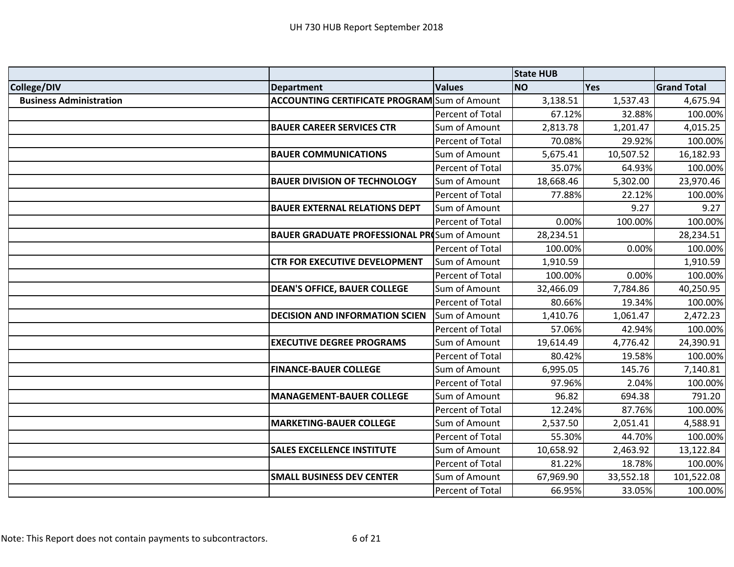UH 730 HUB Report September 2018

| | | | State HUB | | |
|---|---|---|---|---|---|
| College/DIV | Department | Values | NO | Yes | Grand Total |
| Business Administration | ACCOUNTING CERTIFICATE PROGRAM | Sum of Amount | 3,138.51 | 1,537.43 | 4,675.94 |
| | | Percent of Total | 67.12% | 32.88% | 100.00% |
| | BAUER CAREER SERVICES CTR | Sum of Amount | 2,813.78 | 1,201.47 | 4,015.25 |
| | | Percent of Total | 70.08% | 29.92% | 100.00% |
| | BAUER COMMUNICATIONS | Sum of Amount | 5,675.41 | 10,507.52 | 16,182.93 |
| | | Percent of Total | 35.07% | 64.93% | 100.00% |
| | BAUER DIVISION OF TECHNOLOGY | Sum of Amount | 18,668.46 | 5,302.00 | 23,970.46 |
| | | Percent of Total | 77.88% | 22.12% | 100.00% |
| | BAUER EXTERNAL RELATIONS DEPT | Sum of Amount | | 9.27 | 9.27 |
| | | Percent of Total | 0.00% | 100.00% | 100.00% |
| | BAUER GRADUATE PROFESSIONAL PR | Sum of Amount | 28,234.51 | | 28,234.51 |
| | | Percent of Total | 100.00% | 0.00% | 100.00% |
| | CTR FOR EXECUTIVE DEVELOPMENT | Sum of Amount | 1,910.59 | | 1,910.59 |
| | | Percent of Total | 100.00% | 0.00% | 100.00% |
| | DEAN'S OFFICE, BAUER COLLEGE | Sum of Amount | 32,466.09 | 7,784.86 | 40,250.95 |
| | | Percent of Total | 80.66% | 19.34% | 100.00% |
| | DECISION AND INFORMATION SCIEN | Sum of Amount | 1,410.76 | 1,061.47 | 2,472.23 |
| | | Percent of Total | 57.06% | 42.94% | 100.00% |
| | EXECUTIVE DEGREE PROGRAMS | Sum of Amount | 19,614.49 | 4,776.42 | 24,390.91 |
| | | Percent of Total | 80.42% | 19.58% | 100.00% |
| | FINANCE-BAUER COLLEGE | Sum of Amount | 6,995.05 | 145.76 | 7,140.81 |
| | | Percent of Total | 97.96% | 2.04% | 100.00% |
| | MANAGEMENT-BAUER COLLEGE | Sum of Amount | 96.82 | 694.38 | 791.20 |
| | | Percent of Total | 12.24% | 87.76% | 100.00% |
| | MARKETING-BAUER COLLEGE | Sum of Amount | 2,537.50 | 2,051.41 | 4,588.91 |
| | | Percent of Total | 55.30% | 44.70% | 100.00% |
| | SALES EXCELLENCE INSTITUTE | Sum of Amount | 10,658.92 | 2,463.92 | 13,122.84 |
| | | Percent of Total | 81.22% | 18.78% | 100.00% |
| | SMALL BUSINESS DEV CENTER | Sum of Amount | 67,969.90 | 33,552.18 | 101,522.08 |
| | | Percent of Total | 66.95% | 33.05% | 100.00% |

Note: This Report does not contain payments to subcontractors.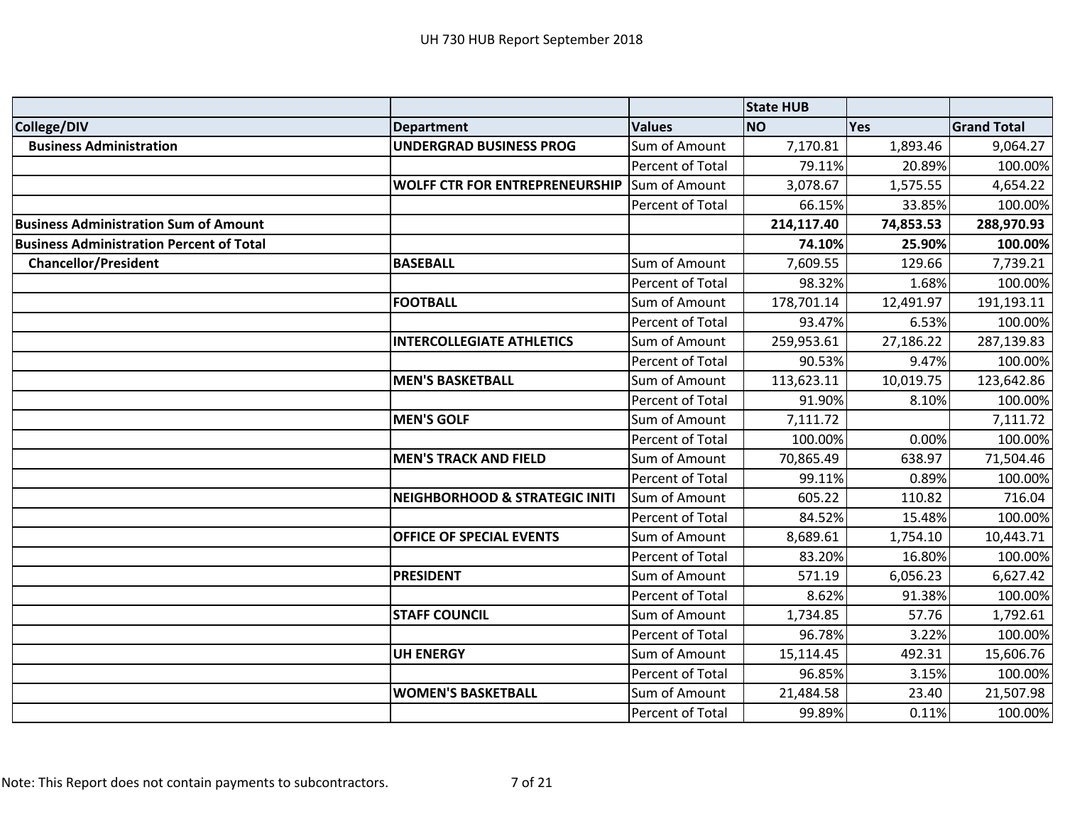UH 730 HUB Report September 2018

| | | | State HUB | | |
|---|---|---|---|---|---|
| **College/DIV** | **Department** | **Values** | **NO** | **Yes** | **Grand Total** |
| **Business Administration** | **UNDERGRAD BUSINESS PROG** | Sum of Amount | 7,170.81 | 1,893.46 | 9,064.27 |
| | | Percent of Total | 79.11% | 20.89% | 100.00% |
| | **WOLFF CTR FOR ENTREPRENEURSHIP** | Sum of Amount | 3,078.67 | 1,575.55 | 4,654.22 |
| | | Percent of Total | 66.15% | 33.85% | 100.00% |
| **Business Administration Sum of Amount** | | | **214,117.40** | **74,853.53** | **288,970.93** |
| **Business Administration Percent of Total** | | | **74.10%** | **25.90%** | **100.00%** |
| **Chancellor/President** | **BASEBALL** | Sum of Amount | 7,609.55 | 129.66 | 7,739.21 |
| | | Percent of Total | 98.32% | 1.68% | 100.00% |
| | **FOOTBALL** | Sum of Amount | 178,701.14 | 12,491.97 | 191,193.11 |
| | | Percent of Total | 93.47% | 6.53% | 100.00% |
| | **INTERCOLLEGIATE ATHLETICS** | Sum of Amount | 259,953.61 | 27,186.22 | 287,139.83 |
| | | Percent of Total | 90.53% | 9.47% | 100.00% |
| | **MEN'S BASKETBALL** | Sum of Amount | 113,623.11 | 10,019.75 | 123,642.86 |
| | | Percent of Total | 91.90% | 8.10% | 100.00% |
| | **MEN'S GOLF** | Sum of Amount | 7,111.72 | | 7,111.72 |
| | | Percent of Total | 100.00% | 0.00% | 100.00% |
| | **MEN'S TRACK AND FIELD** | Sum of Amount | 70,865.49 | 638.97 | 71,504.46 |
| | | Percent of Total | 99.11% | 0.89% | 100.00% |
| | **NEIGHBORHOOD & STRATEGIC INITI** | Sum of Amount | 605.22 | 110.82 | 716.04 |
| | | Percent of Total | 84.52% | 15.48% | 100.00% |
| | **OFFICE OF SPECIAL EVENTS** | Sum of Amount | 8,689.61 | 1,754.10 | 10,443.71 |
| | | Percent of Total | 83.20% | 16.80% | 100.00% |
| | **PRESIDENT** | Sum of Amount | 571.19 | 6,056.23 | 6,627.42 |
| | | Percent of Total | 8.62% | 91.38% | 100.00% |
| | **STAFF COUNCIL** | Sum of Amount | 1,734.85 | 57.76 | 1,792.61 |
| | | Percent of Total | 96.78% | 3.22% | 100.00% |
| | **UH ENERGY** | Sum of Amount | 15,114.45 | 492.31 | 15,606.76 |
| | | Percent of Total | 96.85% | 3.15% | 100.00% |
| | **WOMEN'S BASKETBALL** | Sum of Amount | 21,484.58 | 23.40 | 21,507.98 |
| | | Percent of Total | 99.89% | 0.11% | 100.00% |

Note: This Report does not contain payments to subcontractors.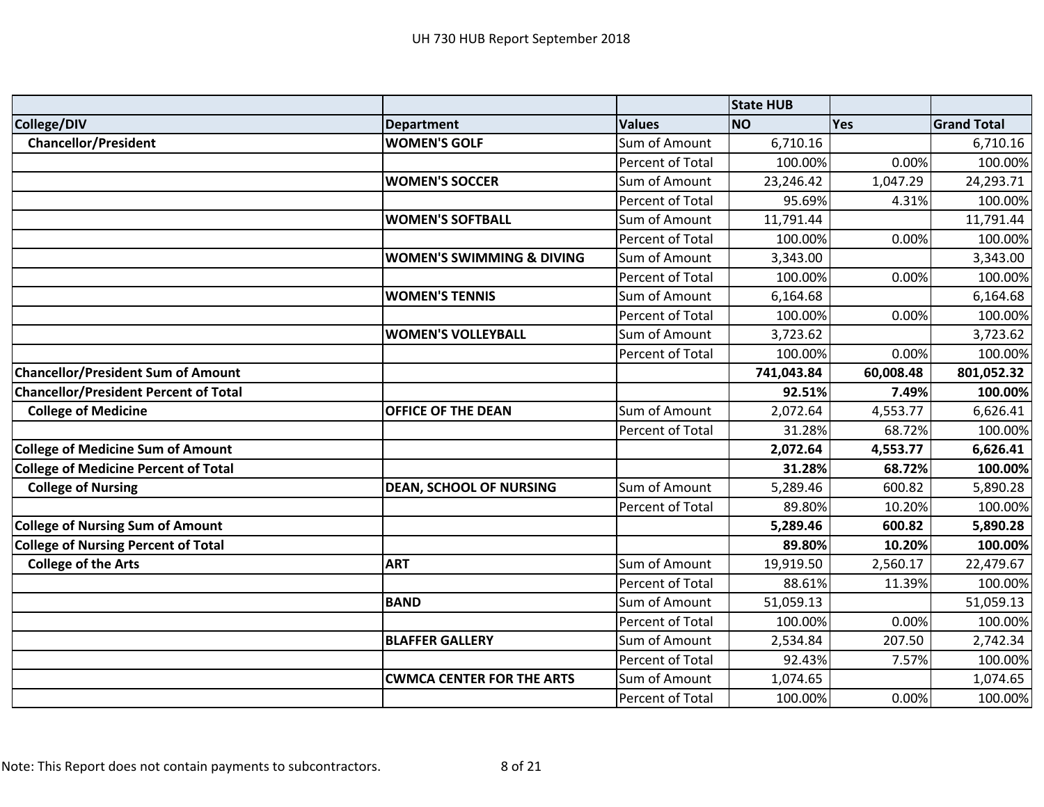UH 730 HUB Report September 2018

| | | | State HUB | | |
|---|---|---|---|---|---|
| **College/DIV** | **Department** | **Values** | **NO** | **Yes** | **Grand Total** |
| **Chancellor/President** | **WOMEN'S GOLF** | Sum of Amount | 6,710.16 | | 6,710.16 |
| | | Percent of Total | 100.00% | 0.00% | 100.00% |
| | **WOMEN'S SOCCER** | Sum of Amount | 23,246.42 | 1,047.29 | 24,293.71 |
| | | Percent of Total | 95.69% | 4.31% | 100.00% |
| | **WOMEN'S SOFTBALL** | Sum of Amount | 11,791.44 | | 11,791.44 |
| | | Percent of Total | 100.00% | 0.00% | 100.00% |
| | **WOMEN'S SWIMMING & DIVING** | Sum of Amount | 3,343.00 | | 3,343.00 |
| | | Percent of Total | 100.00% | 0.00% | 100.00% |
| | **WOMEN'S TENNIS** | Sum of Amount | 6,164.68 | | 6,164.68 |
| | | Percent of Total | 100.00% | 0.00% | 100.00% |
| | **WOMEN'S VOLLEYBALL** | Sum of Amount | 3,723.62 | | 3,723.62 |
| | | Percent of Total | 100.00% | 0.00% | 100.00% |
| **Chancellor/President Sum of Amount** | | | **741,043.84** | **60,008.48** | **801,052.32** |
| **Chancellor/President Percent of Total** | | | **92.51%** | **7.49%** | **100.00%** |
| **College of Medicine** | **OFFICE OF THE DEAN** | Sum of Amount | 2,072.64 | 4,553.77 | 6,626.41 |
| | | Percent of Total | 31.28% | 68.72% | 100.00% |
| **College of Medicine Sum of Amount** | | | **2,072.64** | **4,553.77** | **6,626.41** |
| **College of Medicine Percent of Total** | | | **31.28%** | **68.72%** | **100.00%** |
| **College of Nursing** | **DEAN, SCHOOL OF NURSING** | Sum of Amount | 5,289.46 | 600.82 | 5,890.28 |
| | | Percent of Total | 89.80% | 10.20% | 100.00% |
| **College of Nursing Sum of Amount** | | | **5,289.46** | **600.82** | **5,890.28** |
| **College of Nursing Percent of Total** | | | **89.80%** | **10.20%** | **100.00%** |
| **College of the Arts** | **ART** | Sum of Amount | 19,919.50 | 2,560.17 | 22,479.67 |
| | | Percent of Total | 88.61% | 11.39% | 100.00% |
| | **BAND** | Sum of Amount | 51,059.13 | | 51,059.13 |
| | | Percent of Total | 100.00% | 0.00% | 100.00% |
| | **BLAFFER GALLERY** | Sum of Amount | 2,534.84 | 207.50 | 2,742.34 |
| | | Percent of Total | 92.43% | 7.57% | 100.00% |
| | **CWMCA CENTER FOR THE ARTS** | Sum of Amount | 1,074.65 | | 1,074.65 |
| | | Percent of Total | 100.00% | 0.00% | 100.00% |

Note: This Report does not contain payments to subcontractors.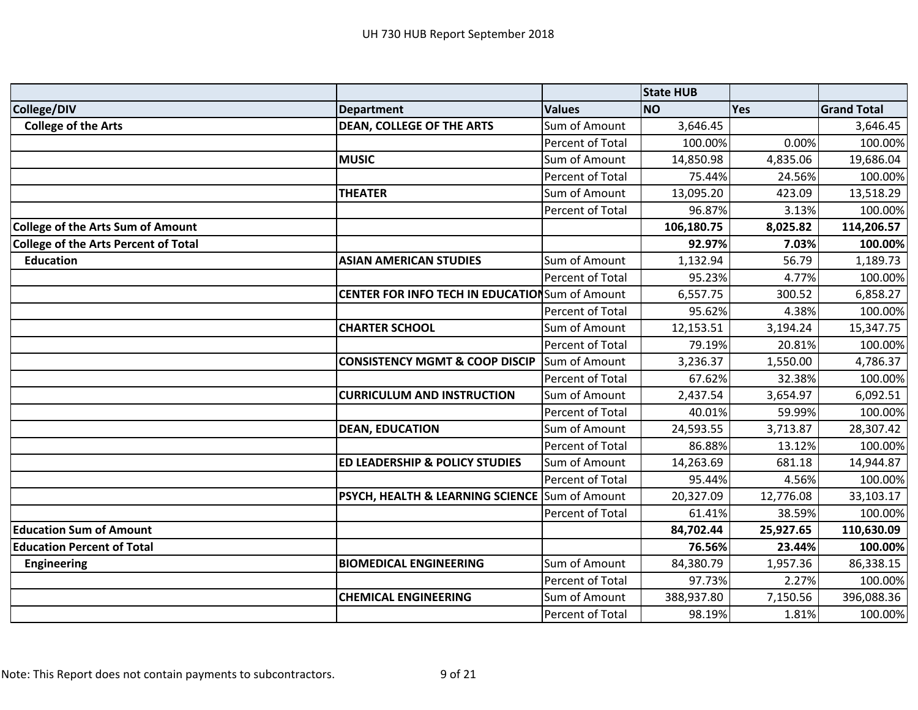| | | | State HUB | | |
|---|---|---|---|---|---|
| **College/DIV** | **Department** | **Values** | **NO** | **Yes** | **Grand Total** |
| **College of the Arts** | **DEAN, COLLEGE OF THE ARTS** | Sum of Amount | 3,646.45 | | 3,646.45 |
| | | Percent of Total | 100.00% | 0.00% | 100.00% |
| | **MUSIC** | Sum of Amount | 14,850.98 | 4,835.06 | 19,686.04 |
| | | Percent of Total | 75.44% | 24.56% | 100.00% |
| | **THEATER** | Sum of Amount | 13,095.20 | 423.09 | 13,518.29 |
| | | Percent of Total | 96.87% | 3.13% | 100.00% |
| **College of the Arts Sum of Amount** | | | **106,180.75** | **8,025.82** | **114,206.57** |
| **College of the Arts Percent of Total** | | | **92.97%** | **7.03%** | **100.00%** |
| **Education** | **ASIAN AMERICAN STUDIES** | Sum of Amount | 1,132.94 | 56.79 | 1,189.73 |
| | | Percent of Total | 95.23% | 4.77% | 100.00% |
| | **CENTER FOR INFO TECH IN EDUCATION** | Sum of Amount | 6,557.75 | 300.52 | 6,858.27 |
| | | Percent of Total | 95.62% | 4.38% | 100.00% |
| | **CHARTER SCHOOL** | Sum of Amount | 12,153.51 | 3,194.24 | 15,347.75 |
| | | Percent of Total | 79.19% | 20.81% | 100.00% |
| | **CONSISTENCY MGMT & COOP DISCIP** | Sum of Amount | 3,236.37 | 1,550.00 | 4,786.37 |
| | | Percent of Total | 67.62% | 32.38% | 100.00% |
| | **CURRICULUM AND INSTRUCTION** | Sum of Amount | 2,437.54 | 3,654.97 | 6,092.51 |
| | | Percent of Total | 40.01% | 59.99% | 100.00% |
| | **DEAN, EDUCATION** | Sum of Amount | 24,593.55 | 3,713.87 | 28,307.42 |
| | | Percent of Total | 86.88% | 13.12% | 100.00% |
| | **ED LEADERSHIP & POLICY STUDIES** | Sum of Amount | 14,263.69 | 681.18 | 14,944.87 |
| | | Percent of Total | 95.44% | 4.56% | 100.00% |
| | **PSYCH, HEALTH & LEARNING SCIENCE** | Sum of Amount | 20,327.09 | 12,776.08 | 33,103.17 |
| | | Percent of Total | 61.41% | 38.59% | 100.00% |
| **Education Sum of Amount** | | | **84,702.44** | **25,927.65** | **110,630.09** |
| **Education Percent of Total** | | | **76.56%** | **23.44%** | **100.00%** |
| **Engineering** | **BIOMEDICAL ENGINEERING** | Sum of Amount | 84,380.79 | 1,957.36 | 86,338.15 |
| | | Percent of Total | 97.73% | 2.27% | 100.00% |
| | **CHEMICAL ENGINEERING** | Sum of Amount | 388,937.80 | 7,150.56 | 396,088.36 |
| | | Percent of Total | 98.19% | 1.81% | 100.00% |

Note: This Report does not contain payments to subcontractors.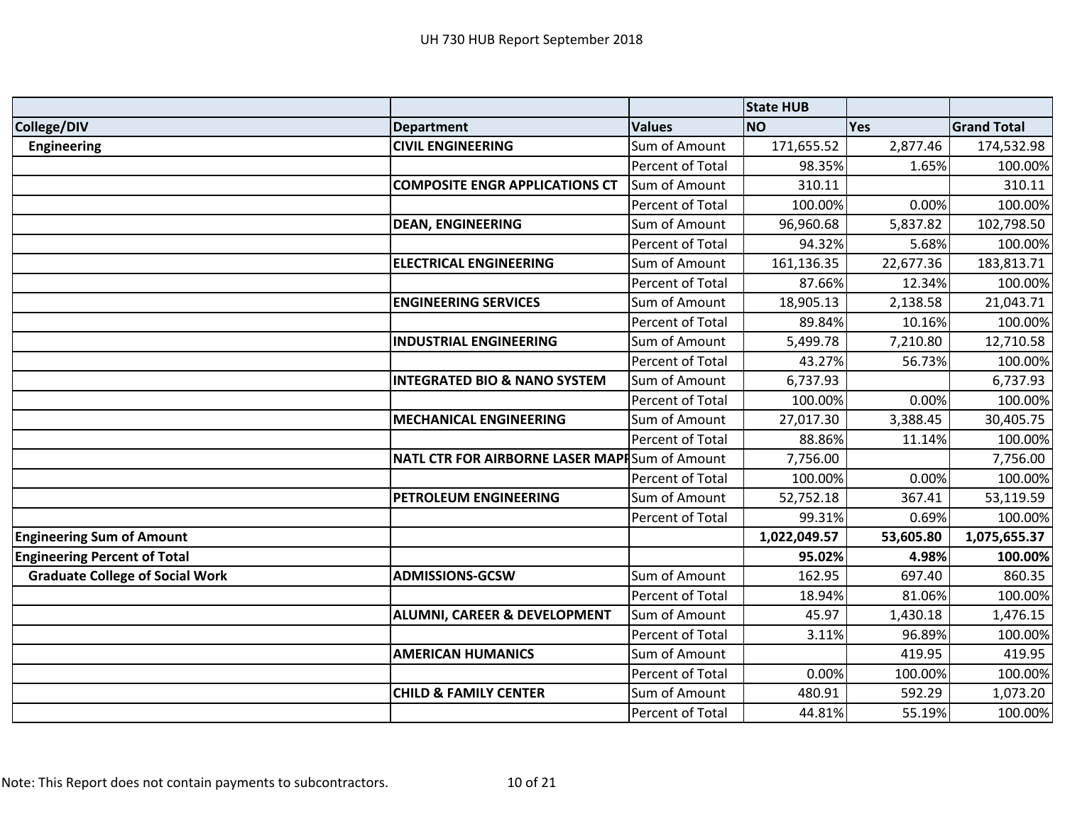UH 730 HUB Report September 2018

| | | | State HUB | | |
|---|---|---|---|---|---|
| **College/DIV** | **Department** | **Values** | **NO** | **Yes** | **Grand Total** |
| **Engineering** | **CIVIL ENGINEERING** | Sum of Amount | 171,655.52 | 2,877.46 | 174,532.98 |
| | | Percent of Total | 98.35% | 1.65% | 100.00% |
| | **COMPOSITE ENGR APPLICATIONS CT** | Sum of Amount | 310.11 | | 310.11 |
| | | Percent of Total | 100.00% | 0.00% | 100.00% |
| | **DEAN, ENGINEERING** | Sum of Amount | 96,960.68 | 5,837.82 | 102,798.50 |
| | | Percent of Total | 94.32% | 5.68% | 100.00% |
| | **ELECTRICAL ENGINEERING** | Sum of Amount | 161,136.35 | 22,677.36 | 183,813.71 |
| | | Percent of Total | 87.66% | 12.34% | 100.00% |
| | **ENGINEERING SERVICES** | Sum of Amount | 18,905.13 | 2,138.58 | 21,043.71 |
| | | Percent of Total | 89.84% | 10.16% | 100.00% |
| | **INDUSTRIAL ENGINEERING** | Sum of Amount | 5,499.78 | 7,210.80 | 12,710.58 |
| | | Percent of Total | 43.27% | 56.73% | 100.00% |
| | **INTEGRATED BIO & NANO SYSTEM** | Sum of Amount | 6,737.93 | | 6,737.93 |
| | | Percent of Total | 100.00% | 0.00% | 100.00% |
| | **MECHANICAL ENGINEERING** | Sum of Amount | 27,017.30 | 3,388.45 | 30,405.75 |
| | | Percent of Total | 88.86% | 11.14% | 100.00% |
| | **NATL CTR FOR AIRBORNE LASER MAPP** | Sum of Amount | 7,756.00 | | 7,756.00 |
| | | Percent of Total | 100.00% | 0.00% | 100.00% |
| | **PETROLEUM ENGINEERING** | Sum of Amount | 52,752.18 | 367.41 | 53,119.59 |
| | | Percent of Total | 99.31% | 0.69% | 100.00% |
| **Engineering Sum of Amount** | | | **1,022,049.57** | **53,605.80** | **1,075,655.37** |
| **Engineering Percent of Total** | | | **95.02%** | **4.98%** | **100.00%** |
| **Graduate College of Social Work** | **ADMISSIONS-GCSW** | Sum of Amount | 162.95 | 697.40 | 860.35 |
| | | Percent of Total | 18.94% | 81.06% | 100.00% |
| | **ALUMNI, CAREER & DEVELOPMENT** | Sum of Amount | 45.97 | 1,430.18 | 1,476.15 |
| | | Percent of Total | 3.11% | 96.89% | 100.00% |
| | **AMERICAN HUMANICS** | Sum of Amount | | 419.95 | 419.95 |
| | | Percent of Total | 0.00% | 100.00% | 100.00% |
| | **CHILD & FAMILY CENTER** | Sum of Amount | 480.91 | 592.29 | 1,073.20 |
| | | Percent of Total | 44.81% | 55.19% | 100.00% |

Note: This Report does not contain payments to subcontractors.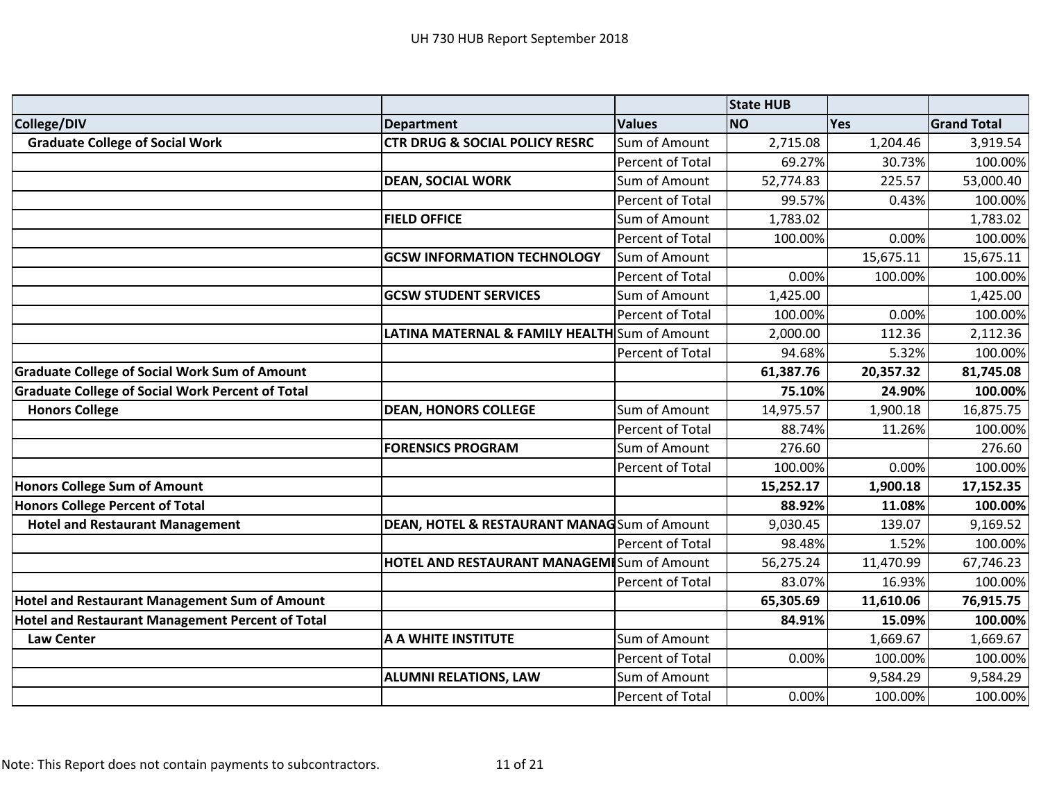UH 730 HUB Report September 2018

| | | | State HUB | | |
|---|---|---|---|---|---|
| **College/DIV** | **Department** | **Values** | **NO** | **Yes** | **Grand Total** |
| **Graduate College of Social Work** | **CTR DRUG & SOCIAL POLICY RESRC** | Sum of Amount | 2,715.08 | 1,204.46 | 3,919.54 |
| | | Percent of Total | 69.27% | 30.73% | 100.00% |
| | **DEAN, SOCIAL WORK** | Sum of Amount | 52,774.83 | 225.57 | 53,000.40 |
| | | Percent of Total | 99.57% | 0.43% | 100.00% |
| | **FIELD OFFICE** | Sum of Amount | 1,783.02 | | 1,783.02 |
| | | Percent of Total | 100.00% | 0.00% | 100.00% |
| | **GCSW INFORMATION TECHNOLOGY** | Sum of Amount | | 15,675.11 | 15,675.11 |
| | | Percent of Total | 0.00% | 100.00% | 100.00% |
| | **GCSW STUDENT SERVICES** | Sum of Amount | 1,425.00 | | 1,425.00 |
| | | Percent of Total | 100.00% | 0.00% | 100.00% |
| | **LATINA MATERNAL & FAMILY HEALTH** | Sum of Amount | 2,000.00 | 112.36 | 2,112.36 |
| | | Percent of Total | 94.68% | 5.32% | 100.00% |
| **Graduate College of Social Work Sum of Amount** | | | **61,387.76** | **20,357.32** | **81,745.08** |
| **Graduate College of Social Work Percent of Total** | | | **75.10%** | **24.90%** | **100.00%** |
| **Honors College** | **DEAN, HONORS COLLEGE** | Sum of Amount | 14,975.57 | 1,900.18 | 16,875.75 |
| | | Percent of Total | 88.74% | 11.26% | 100.00% |
| | **FORENSICS PROGRAM** | Sum of Amount | 276.60 | | 276.60 |
| | | Percent of Total | 100.00% | 0.00% | 100.00% |
| **Honors College Sum of Amount** | | | **15,252.17** | **1,900.18** | **17,152.35** |
| **Honors College Percent of Total** | | | **88.92%** | **11.08%** | **100.00%** |
| **Hotel and Restaurant Management** | **DEAN, HOTEL & RESTAURANT MANAG** | Sum of Amount | 9,030.45 | 139.07 | 9,169.52 |
| | | Percent of Total | 98.48% | 1.52% | 100.00% |
| | **HOTEL AND RESTAURANT MANAGEMI** | Sum of Amount | 56,275.24 | 11,470.99 | 67,746.23 |
| | | Percent of Total | 83.07% | 16.93% | 100.00% |
| **Hotel and Restaurant Management Sum of Amount** | | | **65,305.69** | **11,610.06** | **76,915.75** |
| **Hotel and Restaurant Management Percent of Total** | | | **84.91%** | **15.09%** | **100.00%** |
| **Law Center** | **A A WHITE INSTITUTE** | Sum of Amount | | 1,669.67 | 1,669.67 |
| | | Percent of Total | 0.00% | 100.00% | 100.00% |
| | **ALUMNI RELATIONS, LAW** | Sum of Amount | | 9,584.29 | 9,584.29 |
| | | Percent of Total | 0.00% | 100.00% | 100.00% |

Note: This Report does not contain payments to subcontractors.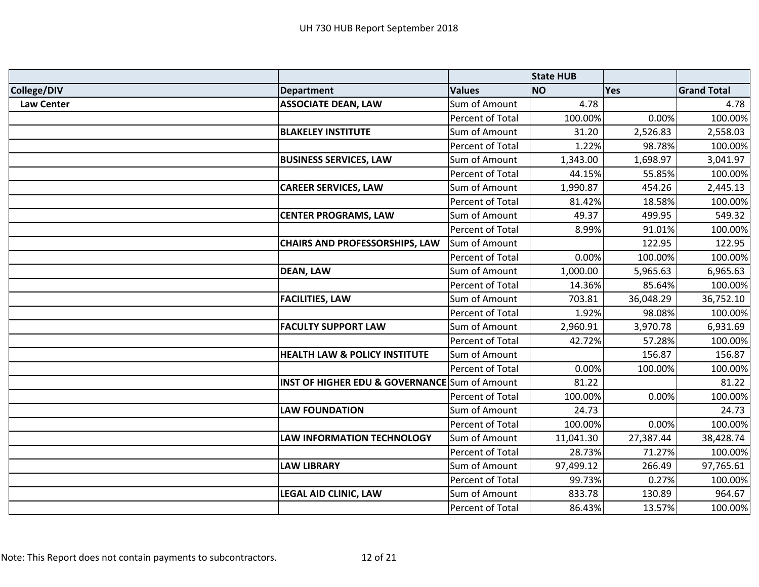UH 730 HUB Report September 2018

| | | | State HUB | | |
|---|---|---|---|---|---|
| **College/DIV** | **Department** | **Values** | **NO** | **Yes** | **Grand Total** |
| **Law Center** | **ASSOCIATE DEAN, LAW** | Sum of Amount | 4.78 | | 4.78 |
| | | Percent of Total | 100.00% | 0.00% | 100.00% |
| | **BLAKELEY INSTITUTE** | Sum of Amount | 31.20 | 2,526.83 | 2,558.03 |
| | | Percent of Total | 1.22% | 98.78% | 100.00% |
| | **BUSINESS SERVICES, LAW** | Sum of Amount | 1,343.00 | 1,698.97 | 3,041.97 |
| | | Percent of Total | 44.15% | 55.85% | 100.00% |
| | **CAREER SERVICES, LAW** | Sum of Amount | 1,990.87 | 454.26 | 2,445.13 |
| | | Percent of Total | 81.42% | 18.58% | 100.00% |
| | **CENTER PROGRAMS, LAW** | Sum of Amount | 49.37 | 499.95 | 549.32 |
| | | Percent of Total | 8.99% | 91.01% | 100.00% |
| | **CHAIRS AND PROFESSORSHIPS, LAW** | Sum of Amount | | 122.95 | 122.95 |
| | | Percent of Total | 0.00% | 100.00% | 100.00% |
| | **DEAN, LAW** | Sum of Amount | 1,000.00 | 5,965.63 | 6,965.63 |
| | | Percent of Total | 14.36% | 85.64% | 100.00% |
| | **FACILITIES, LAW** | Sum of Amount | 703.81 | 36,048.29 | 36,752.10 |
| | | Percent of Total | 1.92% | 98.08% | 100.00% |
| | **FACULTY SUPPORT LAW** | Sum of Amount | 2,960.91 | 3,970.78 | 6,931.69 |
| | | Percent of Total | 42.72% | 57.28% | 100.00% |
| | **HEALTH LAW & POLICY INSTITUTE** | Sum of Amount | | 156.87 | 156.87 |
| | | Percent of Total | 0.00% | 100.00% | 100.00% |
| | **INST OF HIGHER EDU & GOVERNANCE** | Sum of Amount | 81.22 | | 81.22 |
| | | Percent of Total | 100.00% | 0.00% | 100.00% |
| | **LAW FOUNDATION** | Sum of Amount | 24.73 | | 24.73 |
| | | Percent of Total | 100.00% | 0.00% | 100.00% |
| | **LAW INFORMATION TECHNOLOGY** | Sum of Amount | 11,041.30 | 27,387.44 | 38,428.74 |
| | | Percent of Total | 28.73% | 71.27% | 100.00% |
| | **LAW LIBRARY** | Sum of Amount | 97,499.12 | 266.49 | 97,765.61 |
| | | Percent of Total | 99.73% | 0.27% | 100.00% |
| | **LEGAL AID CLINIC, LAW** | Sum of Amount | 833.78 | 130.89 | 964.67 |
| | | Percent of Total | 86.43% | 13.57% | 100.00% |

Note: This Report does not contain payments to subcontractors.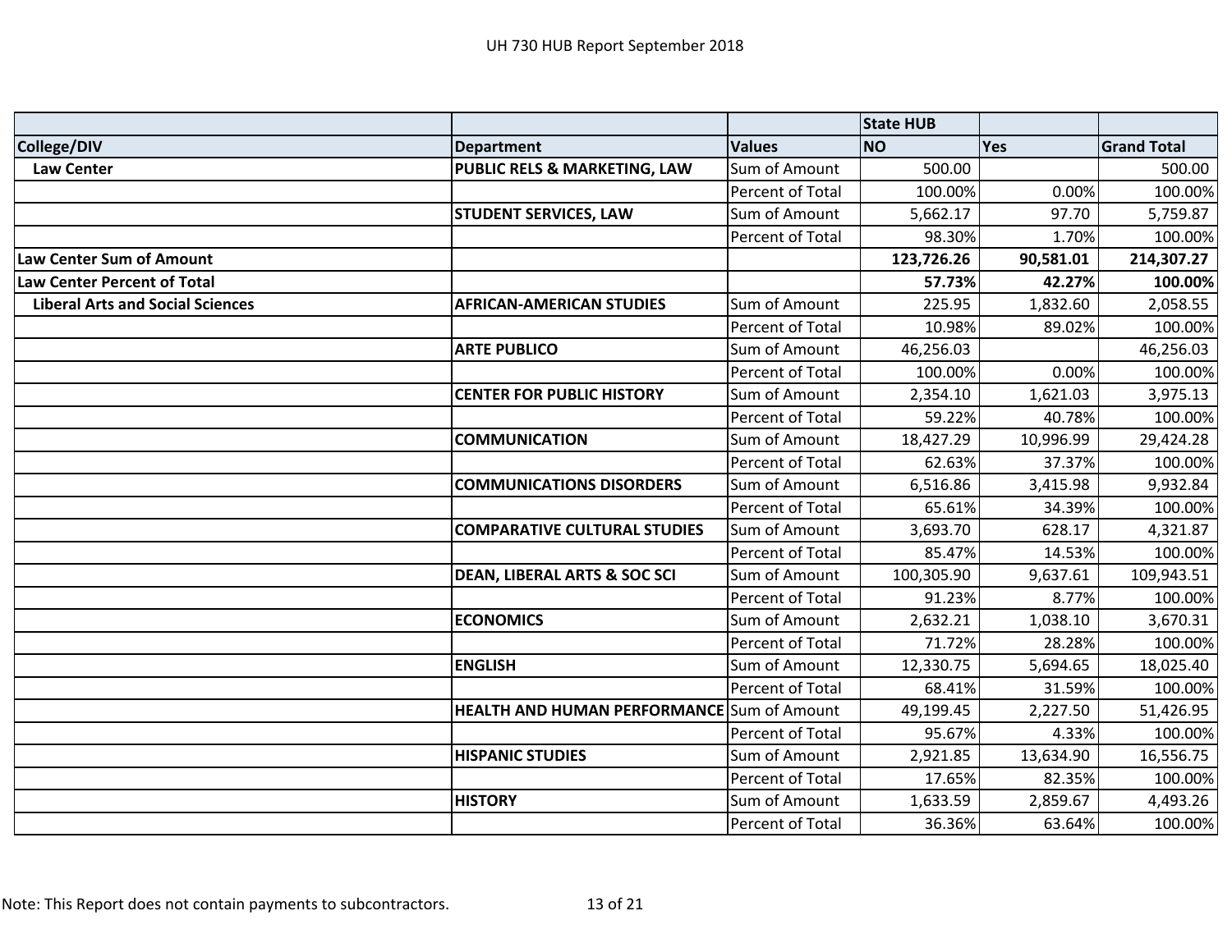UH 730 HUB Report September 2018

| | | | State HUB | | |
|---|---|---|---|---|---|
| **College/DIV** | **Department** | **Values** | **NO** | **Yes** | **Grand Total** |
| **Law Center** | **PUBLIC RELS & MARKETING, LAW** | Sum of Amount | 500.00 | | 500.00 |
| | | Percent of Total | 100.00% | 0.00% | 100.00% |
| | **STUDENT SERVICES, LAW** | Sum of Amount | 5,662.17 | 97.70 | 5,759.87 |
| | | Percent of Total | 98.30% | 1.70% | 100.00% |
| **Law Center Sum of Amount** | | | **123,726.26** | **90,581.01** | **214,307.27** |
| **Law Center Percent of Total** | | | **57.73%** | **42.27%** | **100.00%** |
| **Liberal Arts and Social Sciences** | **AFRICAN-AMERICAN STUDIES** | Sum of Amount | 225.95 | 1,832.60 | 2,058.55 |
| | | Percent of Total | 10.98% | 89.02% | 100.00% |
| | **ARTE PUBLICO** | Sum of Amount | 46,256.03 | | 46,256.03 |
| | | Percent of Total | 100.00% | 0.00% | 100.00% |
| | **CENTER FOR PUBLIC HISTORY** | Sum of Amount | 2,354.10 | 1,621.03 | 3,975.13 |
| | | Percent of Total | 59.22% | 40.78% | 100.00% |
| | **COMMUNICATION** | Sum of Amount | 18,427.29 | 10,996.99 | 29,424.28 |
| | | Percent of Total | 62.63% | 37.37% | 100.00% |
| | **COMMUNICATIONS DISORDERS** | Sum of Amount | 6,516.86 | 3,415.98 | 9,932.84 |
| | | Percent of Total | 65.61% | 34.39% | 100.00% |
| | **COMPARATIVE CULTURAL STUDIES** | Sum of Amount | 3,693.70 | 628.17 | 4,321.87 |
| | | Percent of Total | 85.47% | 14.53% | 100.00% |
| | **DEAN, LIBERAL ARTS & SOC SCI** | Sum of Amount | 100,305.90 | 9,637.61 | 109,943.51 |
| | | Percent of Total | 91.23% | 8.77% | 100.00% |
| | **ECONOMICS** | Sum of Amount | 2,632.21 | 1,038.10 | 3,670.31 |
| | | Percent of Total | 71.72% | 28.28% | 100.00% |
| | **ENGLISH** | Sum of Amount | 12,330.75 | 5,694.65 | 18,025.40 |
| | | Percent of Total | 68.41% | 31.59% | 100.00% |
| | **HEALTH AND HUMAN PERFORMANCE** | Sum of Amount | 49,199.45 | 2,227.50 | 51,426.95 |
| | | Percent of Total | 95.67% | 4.33% | 100.00% |
| | **HISPANIC STUDIES** | Sum of Amount | 2,921.85 | 13,634.90 | 16,556.75 |
| | | Percent of Total | 17.65% | 82.35% | 100.00% |
| | **HISTORY** | Sum of Amount | 1,633.59 | 2,859.67 | 4,493.26 |
| | | Percent of Total | 36.36% | 63.64% | 100.00% |

Note: This Report does not contain payments to subcontractors.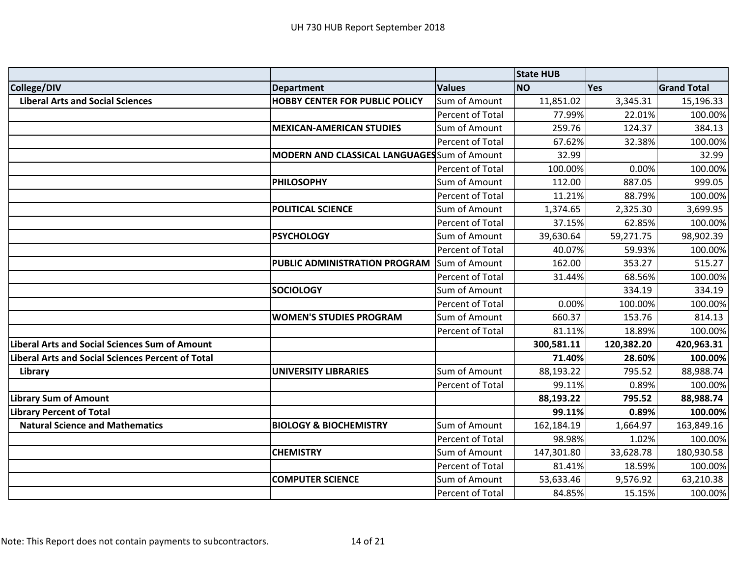| | | | State HUB | | |
|---|---|---|---|---|---|
| **College/DIV** | **Department** | **Values** | **NO** | **Yes** | **Grand Total** |
| **Liberal Arts and Social Sciences** | **HOBBY CENTER FOR PUBLIC POLICY** | Sum of Amount | 11,851.02 | 3,345.31 | 15,196.33 |
| | | Percent of Total | 77.99% | 22.01% | 100.00% |
| | **MEXICAN-AMERICAN STUDIES** | Sum of Amount | 259.76 | 124.37 | 384.13 |
| | | Percent of Total | 67.62% | 32.38% | 100.00% |
| | **MODERN AND CLASSICAL LANGUAGES** | Sum of Amount | 32.99 | | 32.99 |
| | | Percent of Total | 100.00% | 0.00% | 100.00% |
| | **PHILOSOPHY** | Sum of Amount | 112.00 | 887.05 | 999.05 |
| | | Percent of Total | 11.21% | 88.79% | 100.00% |
| | **POLITICAL SCIENCE** | Sum of Amount | 1,374.65 | 2,325.30 | 3,699.95 |
| | | Percent of Total | 37.15% | 62.85% | 100.00% |
| | **PSYCHOLOGY** | Sum of Amount | 39,630.64 | 59,271.75 | 98,902.39 |
| | | Percent of Total | 40.07% | 59.93% | 100.00% |
| | **PUBLIC ADMINISTRATION PROGRAM** | Sum of Amount | 162.00 | 353.27 | 515.27 |
| | | Percent of Total | 31.44% | 68.56% | 100.00% |
| | **SOCIOLOGY** | Sum of Amount | | 334.19 | 334.19 |
| | | Percent of Total | 0.00% | 100.00% | 100.00% |
| | **WOMEN'S STUDIES PROGRAM** | Sum of Amount | 660.37 | 153.76 | 814.13 |
| | | Percent of Total | 81.11% | 18.89% | 100.00% |
| **Liberal Arts and Social Sciences Sum of Amount** | | | **300,581.11** | **120,382.20** | **420,963.31** |
| **Liberal Arts and Social Sciences Percent of Total** | | | **71.40%** | **28.60%** | **100.00%** |
| **Library** | **UNIVERSITY LIBRARIES** | Sum of Amount | 88,193.22 | 795.52 | 88,988.74 |
| | | Percent of Total | 99.11% | 0.89% | 100.00% |
| **Library Sum of Amount** | | | **88,193.22** | **795.52** | **88,988.74** |
| **Library Percent of Total** | | | **99.11%** | **0.89%** | **100.00%** |
| **Natural Science and Mathematics** | **BIOLOGY & BIOCHEMISTRY** | Sum of Amount | 162,184.19 | 1,664.97 | 163,849.16 |
| | | Percent of Total | 98.98% | 1.02% | 100.00% |
| | **CHEMISTRY** | Sum of Amount | 147,301.80 | 33,628.78 | 180,930.58 |
| | | Percent of Total | 81.41% | 18.59% | 100.00% |
| | **COMPUTER SCIENCE** | Sum of Amount | 53,633.46 | 9,576.92 | 63,210.38 |
| | | Percent of Total | 84.85% | 15.15% | 100.00% |

Note: This Report does not contain payments to subcontractors.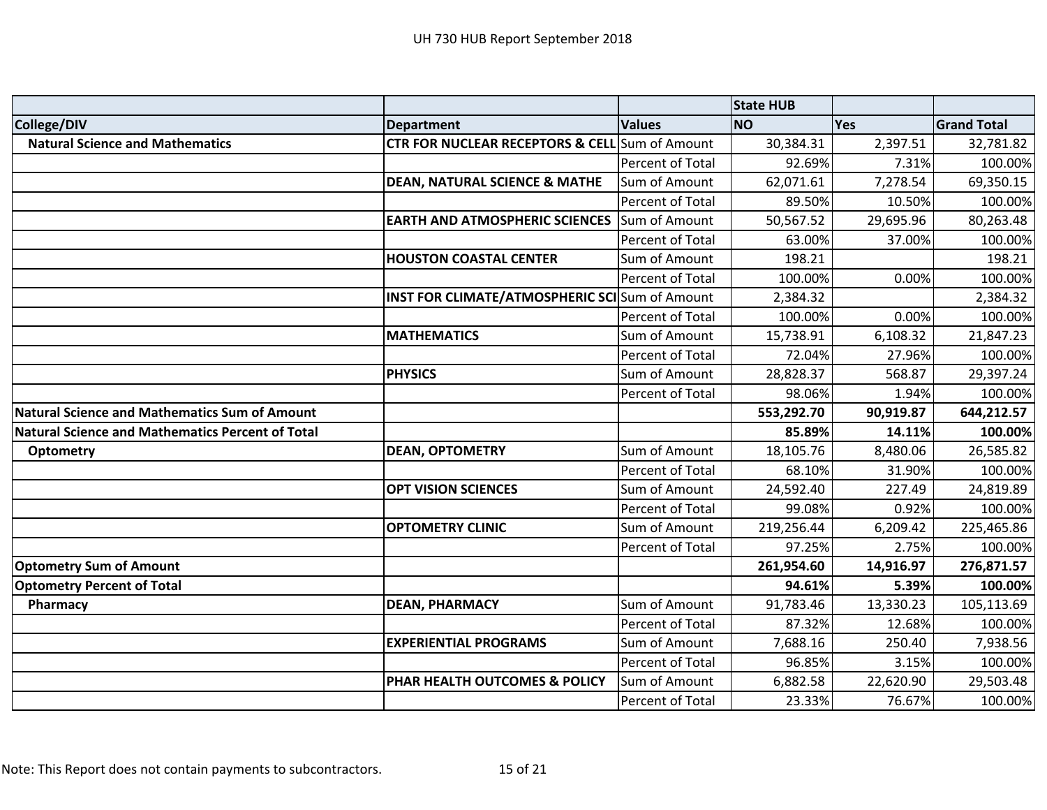UH 730 HUB Report September 2018

| | | | State HUB | | |
|---|---|---|---|---|---|
| **College/DIV** | **Department** | **Values** | **NO** | **Yes** | **Grand Total** |
| **Natural Science and Mathematics** | **CTR FOR NUCLEAR RECEPTORS & CELL** | Sum of Amount | 30,384.31 | 2,397.51 | 32,781.82 |
| | | Percent of Total | 92.69% | 7.31% | 100.00% |
| | **DEAN, NATURAL SCIENCE & MATHE** | Sum of Amount | 62,071.61 | 7,278.54 | 69,350.15 |
| | | Percent of Total | 89.50% | 10.50% | 100.00% |
| | **EARTH AND ATMOSPHERIC SCIENCES** | Sum of Amount | 50,567.52 | 29,695.96 | 80,263.48 |
| | | Percent of Total | 63.00% | 37.00% | 100.00% |
| | **HOUSTON COASTAL CENTER** | Sum of Amount | 198.21 | | 198.21 |
| | | Percent of Total | 100.00% | 0.00% | 100.00% |
| | **INST FOR CLIMATE/ATMOSPHERIC SCI** | Sum of Amount | 2,384.32 | | 2,384.32 |
| | | Percent of Total | 100.00% | 0.00% | 100.00% |
| | **MATHEMATICS** | Sum of Amount | 15,738.91 | 6,108.32 | 21,847.23 |
| | | Percent of Total | 72.04% | 27.96% | 100.00% |
| | **PHYSICS** | Sum of Amount | 28,828.37 | 568.87 | 29,397.24 |
| | | Percent of Total | 98.06% | 1.94% | 100.00% |
| **Natural Science and Mathematics Sum of Amount** | | | **553,292.70** | **90,919.87** | **644,212.57** |
| **Natural Science and Mathematics Percent of Total** | | | **85.89%** | **14.11%** | **100.00%** |
| **Optometry** | **DEAN, OPTOMETRY** | Sum of Amount | 18,105.76 | 8,480.06 | 26,585.82 |
| | | Percent of Total | 68.10% | 31.90% | 100.00% |
| | **OPT VISION SCIENCES** | Sum of Amount | 24,592.40 | 227.49 | 24,819.89 |
| | | Percent of Total | 99.08% | 0.92% | 100.00% |
| | **OPTOMETRY CLINIC** | Sum of Amount | 219,256.44 | 6,209.42 | 225,465.86 |
| | | Percent of Total | 97.25% | 2.75% | 100.00% |
| **Optometry Sum of Amount** | | | **261,954.60** | **14,916.97** | **276,871.57** |
| **Optometry Percent of Total** | | | **94.61%** | **5.39%** | **100.00%** |
| **Pharmacy** | **DEAN, PHARMACY** | Sum of Amount | 91,783.46 | 13,330.23 | 105,113.69 |
| | | Percent of Total | 87.32% | 12.68% | 100.00% |
| | **EXPERIENTIAL PROGRAMS** | Sum of Amount | 7,688.16 | 250.40 | 7,938.56 |
| | | Percent of Total | 96.85% | 3.15% | 100.00% |
| | **PHAR HEALTH OUTCOMES & POLICY** | Sum of Amount | 6,882.58 | 22,620.90 | 29,503.48 |
| | | Percent of Total | 23.33% | 76.67% | 100.00% |

Note: This Report does not contain payments to subcontractors.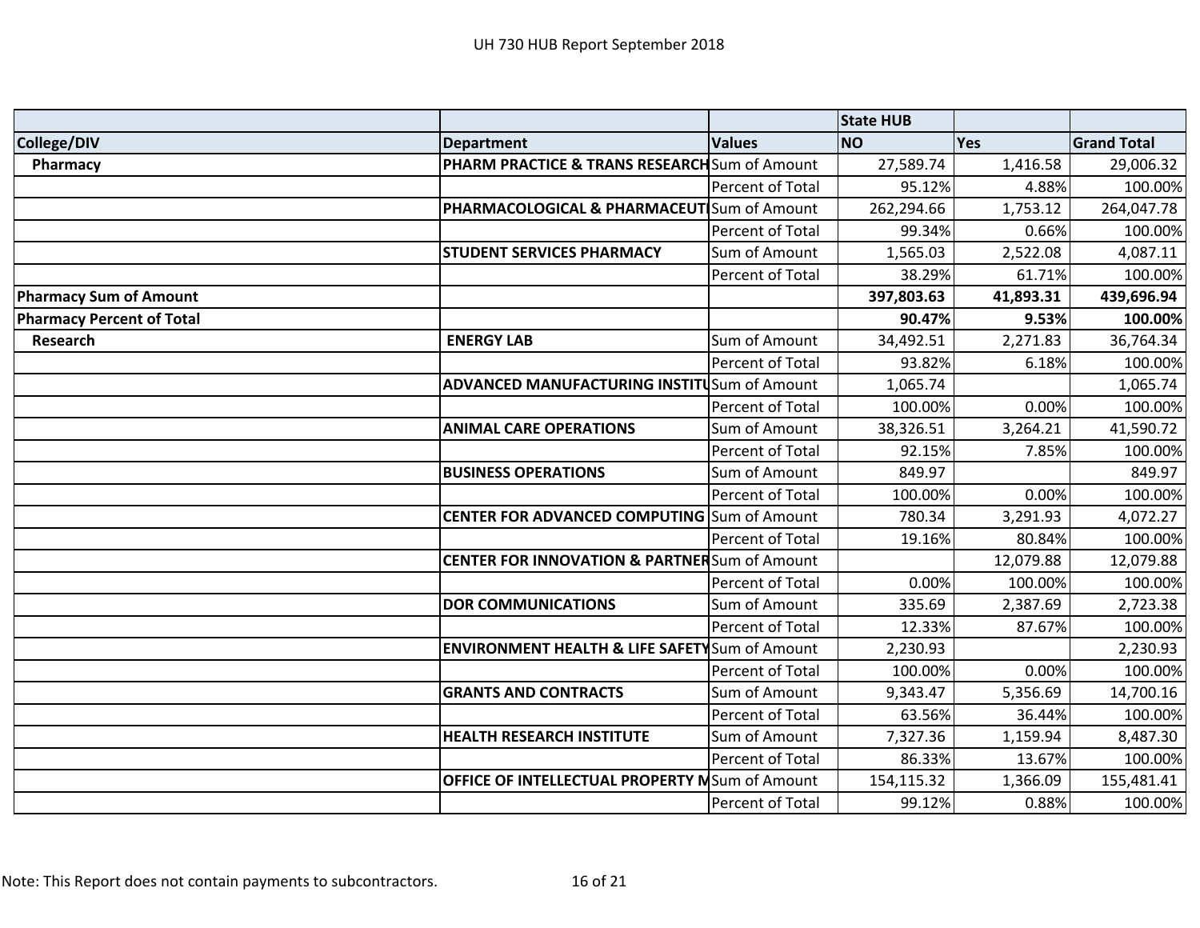UH 730 HUB Report September 2018

| | | | State HUB | | |
|---|---|---|---|---|---|
| **College/DIV** | **Department** | **Values** | **NO** | **Yes** | **Grand Total** |
| **Pharmacy** | **PHARM PRACTICE & TRANS RESEARCH** | Sum of Amount | 27,589.74 | 1,416.58 | 29,006.32 |
| | | Percent of Total | 95.12% | 4.88% | 100.00% |
| | **PHARMACOLOGICAL & PHARMACEUTI** | Sum of Amount | 262,294.66 | 1,753.12 | 264,047.78 |
| | | Percent of Total | 99.34% | 0.66% | 100.00% |
| | **STUDENT SERVICES PHARMACY** | Sum of Amount | 1,565.03 | 2,522.08 | 4,087.11 |
| | | Percent of Total | 38.29% | 61.71% | 100.00% |
| **Pharmacy Sum of Amount** | | | **397,803.63** | **41,893.31** | **439,696.94** |
| **Pharmacy Percent of Total** | | | **90.47%** | **9.53%** | **100.00%** |
| **Research** | **ENERGY LAB** | Sum of Amount | 34,492.51 | 2,271.83 | 36,764.34 |
| | | Percent of Total | 93.82% | 6.18% | 100.00% |
| | **ADVANCED MANUFACTURING INSTITU** | Sum of Amount | 1,065.74 | | 1,065.74 |
| | | Percent of Total | 100.00% | 0.00% | 100.00% |
| | **ANIMAL CARE OPERATIONS** | Sum of Amount | 38,326.51 | 3,264.21 | 41,590.72 |
| | | Percent of Total | 92.15% | 7.85% | 100.00% |
| | **BUSINESS OPERATIONS** | Sum of Amount | 849.97 | | 849.97 |
| | | Percent of Total | 100.00% | 0.00% | 100.00% |
| | **CENTER FOR ADVANCED COMPUTING** | Sum of Amount | 780.34 | 3,291.93 | 4,072.27 |
| | | Percent of Total | 19.16% | 80.84% | 100.00% |
| | **CENTER FOR INNOVATION & PARTNER** | Sum of Amount | | 12,079.88 | 12,079.88 |
| | | Percent of Total | 0.00% | 100.00% | 100.00% |
| | **DOR COMMUNICATIONS** | Sum of Amount | 335.69 | 2,387.69 | 2,723.38 |
| | | Percent of Total | 12.33% | 87.67% | 100.00% |
| | **ENVIRONMENT HEALTH & LIFE SAFETY** | Sum of Amount | 2,230.93 | | 2,230.93 |
| | | Percent of Total | 100.00% | 0.00% | 100.00% |
| | **GRANTS AND CONTRACTS** | Sum of Amount | 9,343.47 | 5,356.69 | 14,700.16 |
| | | Percent of Total | 63.56% | 36.44% | 100.00% |
| | **HEALTH RESEARCH INSTITUTE** | Sum of Amount | 7,327.36 | 1,159.94 | 8,487.30 |
| | | Percent of Total | 86.33% | 13.67% | 100.00% |
| | **OFFICE OF INTELLECTUAL PROPERTY M** | Sum of Amount | 154,115.32 | 1,366.09 | 155,481.41 |
| | | Percent of Total | 99.12% | 0.88% | 100.00% |

Note: This Report does not contain payments to subcontractors.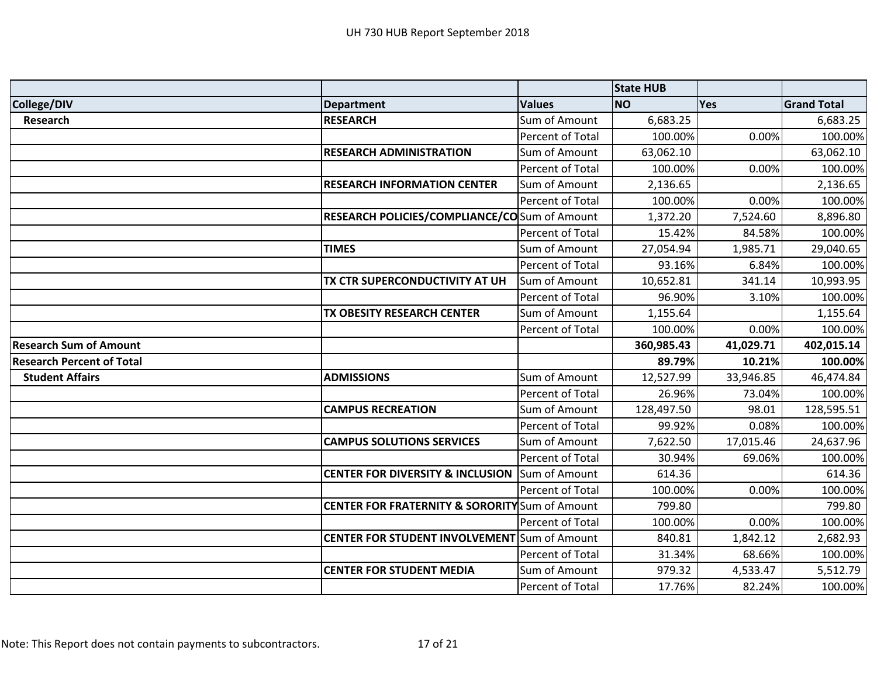# UH 730 HUB Report September 2018

| | | | State HUB | | |
|---|---|---|---|---|---|
| **College/DIV** | **Department** | **Values** | **NO** | **Yes** | **Grand Total** |
| **Research** | **RESEARCH** | Sum of Amount | 6,683.25 | | 6,683.25 |
| | | Percent of Total | 100.00% | 0.00% | 100.00% |
| | **RESEARCH ADMINISTRATION** | Sum of Amount | 63,062.10 | | 63,062.10 |
| | | Percent of Total | 100.00% | 0.00% | 100.00% |
| | **RESEARCH INFORMATION CENTER** | Sum of Amount | 2,136.65 | | 2,136.65 |
| | | Percent of Total | 100.00% | 0.00% | 100.00% |
| | **RESEARCH POLICIES/COMPLIANCE/CO** | Sum of Amount | 1,372.20 | 7,524.60 | 8,896.80 |
| | | Percent of Total | 15.42% | 84.58% | 100.00% |
| | **TIMES** | Sum of Amount | 27,054.94 | 1,985.71 | 29,040.65 |
| | | Percent of Total | 93.16% | 6.84% | 100.00% |
| | **TX CTR SUPERCONDUCTIVITY AT UH** | Sum of Amount | 10,652.81 | 341.14 | 10,993.95 |
| | | Percent of Total | 96.90% | 3.10% | 100.00% |
| | **TX OBESITY RESEARCH CENTER** | Sum of Amount | 1,155.64 | | 1,155.64 |
| | | Percent of Total | 100.00% | 0.00% | 100.00% |
| **Research Sum of Amount** | | | **360,985.43** | **41,029.71** | **402,015.14** |
| **Research Percent of Total** | | | **89.79%** | **10.21%** | **100.00%** |
| **Student Affairs** | **ADMISSIONS** | Sum of Amount | 12,527.99 | 33,946.85 | 46,474.84 |
| | | Percent of Total | 26.96% | 73.04% | 100.00% |
| | **CAMPUS RECREATION** | Sum of Amount | 128,497.50 | 98.01 | 128,595.51 |
| | | Percent of Total | 99.92% | 0.08% | 100.00% |
| | **CAMPUS SOLUTIONS SERVICES** | Sum of Amount | 7,622.50 | 17,015.46 | 24,637.96 |
| | | Percent of Total | 30.94% | 69.06% | 100.00% |
| | **CENTER FOR DIVERSITY & INCLUSION** | Sum of Amount | 614.36 | | 614.36 |
| | | Percent of Total | 100.00% | 0.00% | 100.00% |
| | **CENTER FOR FRATERNITY & SORORITY** | Sum of Amount | 799.80 | | 799.80 |
| | | Percent of Total | 100.00% | 0.00% | 100.00% |
| | **CENTER FOR STUDENT INVOLVEMENT** | Sum of Amount | 840.81 | 1,842.12 | 2,682.93 |
| | | Percent of Total | 31.34% | 68.66% | 100.00% |
| | **CENTER FOR STUDENT MEDIA** | Sum of Amount | 979.32 | 4,533.47 | 5,512.79 |
| | | Percent of Total | 17.76% | 82.24% | 100.00% |

Note: This Report does not contain payments to subcontractors.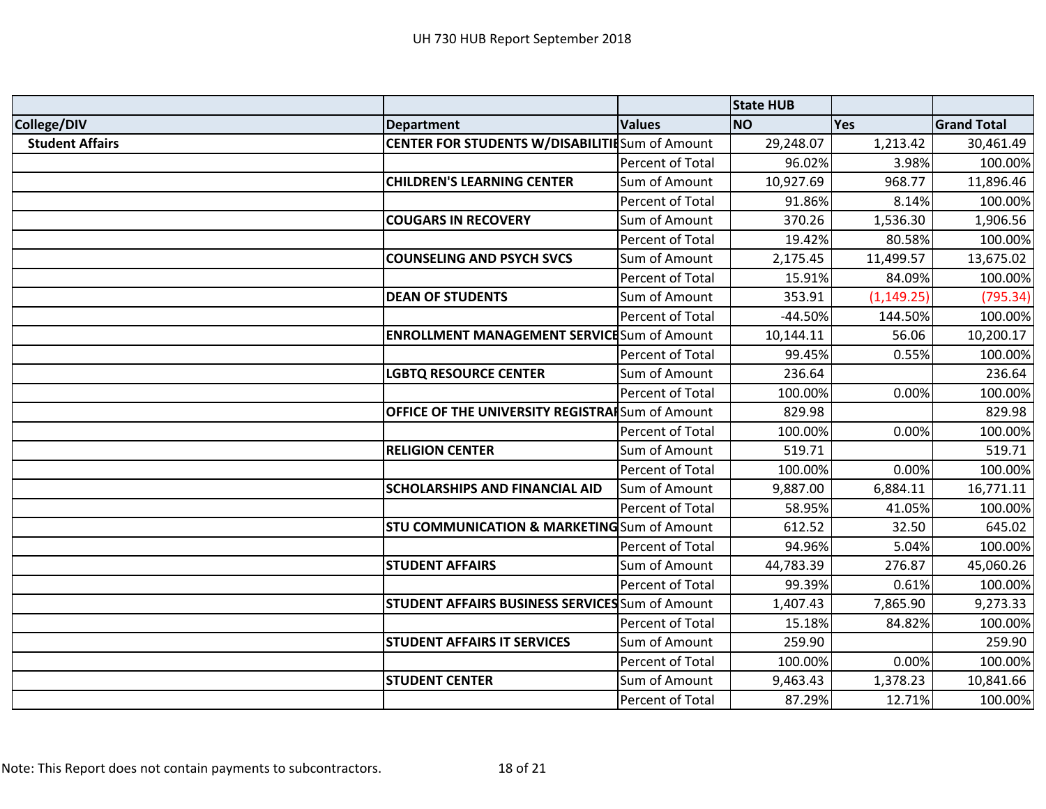UH 730 HUB Report September 2018

| | | | State HUB | | |
|---|---|---|---|---|---|
| **College/DIV** | **Department** | **Values** | **NO** | **Yes** | **Grand Total** |
| **Student Affairs** | **CENTER FOR STUDENTS W/DISABILITIE** | Sum of Amount | 29,248.07 | 1,213.42 | 30,461.49 |
| | | Percent of Total | 96.02% | 3.98% | 100.00% |
| | **CHILDREN'S LEARNING CENTER** | Sum of Amount | 10,927.69 | 968.77 | 11,896.46 |
| | | Percent of Total | 91.86% | 8.14% | 100.00% |
| | **COUGARS IN RECOVERY** | Sum of Amount | 370.26 | 1,536.30 | 1,906.56 |
| | | Percent of Total | 19.42% | 80.58% | 100.00% |
| | **COUNSELING AND PSYCH SVCS** | Sum of Amount | 2,175.45 | 11,499.57 | 13,675.02 |
| | | Percent of Total | 15.91% | 84.09% | 100.00% |
| | **DEAN OF STUDENTS** | Sum of Amount | 353.91 | (1,149.25) | (795.34) |
| | | Percent of Total | -44.50% | 144.50% | 100.00% |
| | **ENROLLMENT MANAGEMENT SERVICE** | Sum of Amount | 10,144.11 | 56.06 | 10,200.17 |
| | | Percent of Total | 99.45% | 0.55% | 100.00% |
| | **LGBTQ RESOURCE CENTER** | Sum of Amount | 236.64 | | 236.64 |
| | | Percent of Total | 100.00% | 0.00% | 100.00% |
| | **OFFICE OF THE UNIVERSITY REGISTRAR** | Sum of Amount | 829.98 | | 829.98 |
| | | Percent of Total | 100.00% | 0.00% | 100.00% |
| | **RELIGION CENTER** | Sum of Amount | 519.71 | | 519.71 |
| | | Percent of Total | 100.00% | 0.00% | 100.00% |
| | **SCHOLARSHIPS AND FINANCIAL AID** | Sum of Amount | 9,887.00 | 6,884.11 | 16,771.11 |
| | | Percent of Total | 58.95% | 41.05% | 100.00% |
| | **STU COMMUNICATION & MARKETING** | Sum of Amount | 612.52 | 32.50 | 645.02 |
| | | Percent of Total | 94.96% | 5.04% | 100.00% |
| | **STUDENT AFFAIRS** | Sum of Amount | 44,783.39 | 276.87 | 45,060.26 |
| | | Percent of Total | 99.39% | 0.61% | 100.00% |
| | **STUDENT AFFAIRS BUSINESS SERVICES** | Sum of Amount | 1,407.43 | 7,865.90 | 9,273.33 |
| | | Percent of Total | 15.18% | 84.82% | 100.00% |
| | **STUDENT AFFAIRS IT SERVICES** | Sum of Amount | 259.90 | | 259.90 |
| | | Percent of Total | 100.00% | 0.00% | 100.00% |
| | **STUDENT CENTER** | Sum of Amount | 9,463.43 | 1,378.23 | 10,841.66 |
| | | Percent of Total | 87.29% | 12.71% | 100.00% |

Note: This Report does not contain payments to subcontractors.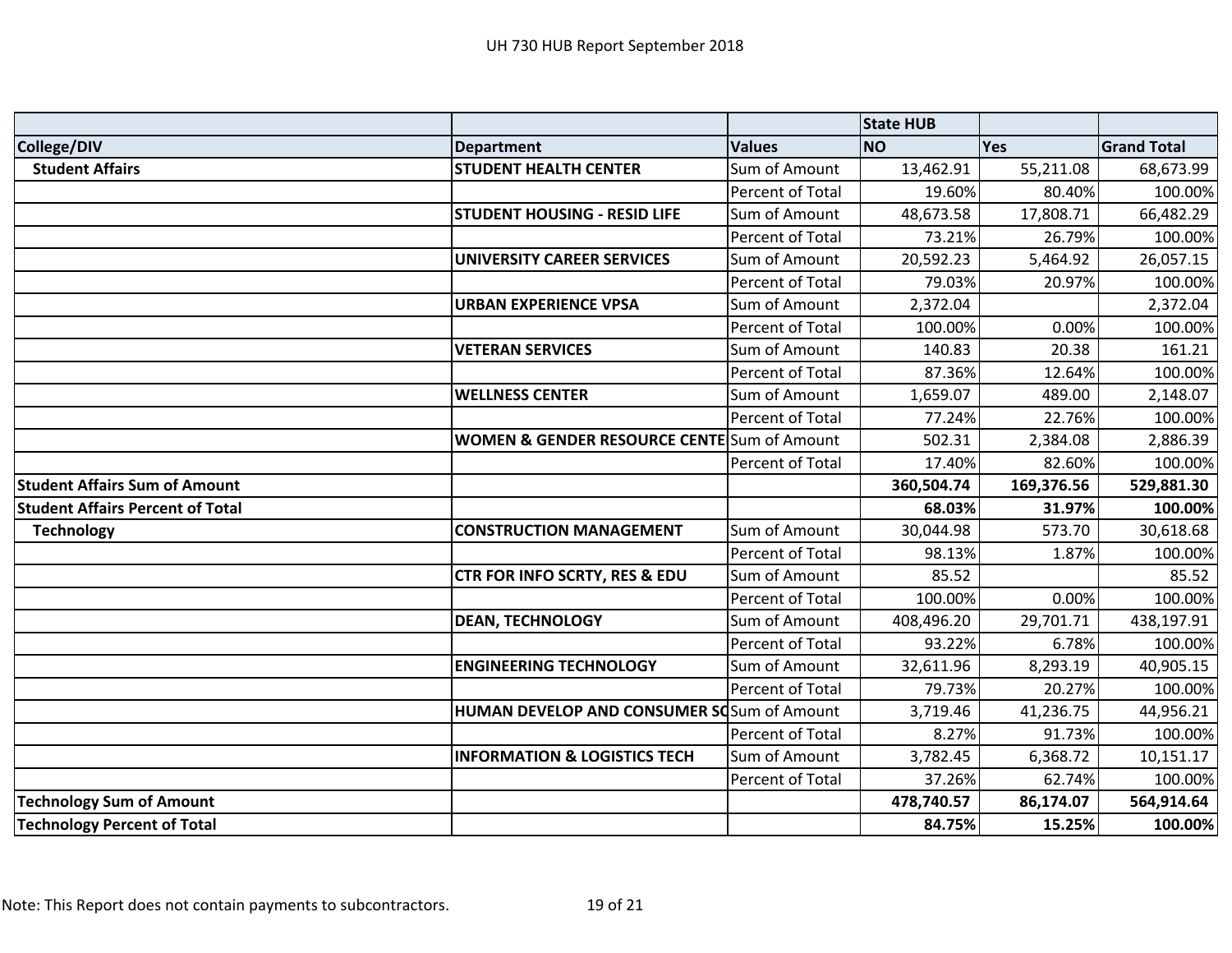UH 730 HUB Report September 2018

| | | | State HUB | | |
|---|---|---|---|---|---|
| **College/DIV** | **Department** | **Values** | **NO** | **Yes** | **Grand Total** |
| **Student Affairs** | **STUDENT HEALTH CENTER** | Sum of Amount | 13,462.91 | 55,211.08 | 68,673.99 |
| | | Percent of Total | 19.60% | 80.40% | 100.00% |
| | **STUDENT HOUSING - RESID LIFE** | Sum of Amount | 48,673.58 | 17,808.71 | 66,482.29 |
| | | Percent of Total | 73.21% | 26.79% | 100.00% |
| | **UNIVERSITY CAREER SERVICES** | Sum of Amount | 20,592.23 | 5,464.92 | 26,057.15 |
| | | Percent of Total | 79.03% | 20.97% | 100.00% |
| | **URBAN EXPERIENCE VPSA** | Sum of Amount | 2,372.04 | | 2,372.04 |
| | | Percent of Total | 100.00% | 0.00% | 100.00% |
| | **VETERAN SERVICES** | Sum of Amount | 140.83 | 20.38 | 161.21 |
| | | Percent of Total | 87.36% | 12.64% | 100.00% |
| | **WELLNESS CENTER** | Sum of Amount | 1,659.07 | 489.00 | 2,148.07 |
| | | Percent of Total | 77.24% | 22.76% | 100.00% |
| | **WOMEN & GENDER RESOURCE CENTE** | Sum of Amount | 502.31 | 2,384.08 | 2,886.39 |
| | | Percent of Total | 17.40% | 82.60% | 100.00% |
| **Student Affairs Sum of Amount** | | | **360,504.74** | **169,376.56** | **529,881.30** |
| **Student Affairs Percent of Total** | | | **68.03%** | **31.97%** | **100.00%** |
| **Technology** | **CONSTRUCTION MANAGEMENT** | Sum of Amount | 30,044.98 | 573.70 | 30,618.68 |
| | | Percent of Total | 98.13% | 1.87% | 100.00% |
| | **CTR FOR INFO SCRTY, RES & EDU** | Sum of Amount | 85.52 | | 85.52 |
| | | Percent of Total | 100.00% | 0.00% | 100.00% |
| | **DEAN, TECHNOLOGY** | Sum of Amount | 408,496.20 | 29,701.71 | 438,197.91 |
| | | Percent of Total | 93.22% | 6.78% | 100.00% |
| | **ENGINEERING TECHNOLOGY** | Sum of Amount | 32,611.96 | 8,293.19 | 40,905.15 |
| | | Percent of Total | 79.73% | 20.27% | 100.00% |
| | **HUMAN DEVELOP AND CONSUMER SC** | Sum of Amount | 3,719.46 | 41,236.75 | 44,956.21 |
| | | Percent of Total | 8.27% | 91.73% | 100.00% |
| | **INFORMATION & LOGISTICS TECH** | Sum of Amount | 3,782.45 | 6,368.72 | 10,151.17 |
| | | Percent of Total | 37.26% | 62.74% | 100.00% |
| **Technology Sum of Amount** | | | **478,740.57** | **86,174.07** | **564,914.64** |
| **Technology Percent of Total** | | | **84.75%** | **15.25%** | **100.00%** |

Note: This Report does not contain payments to subcontractors.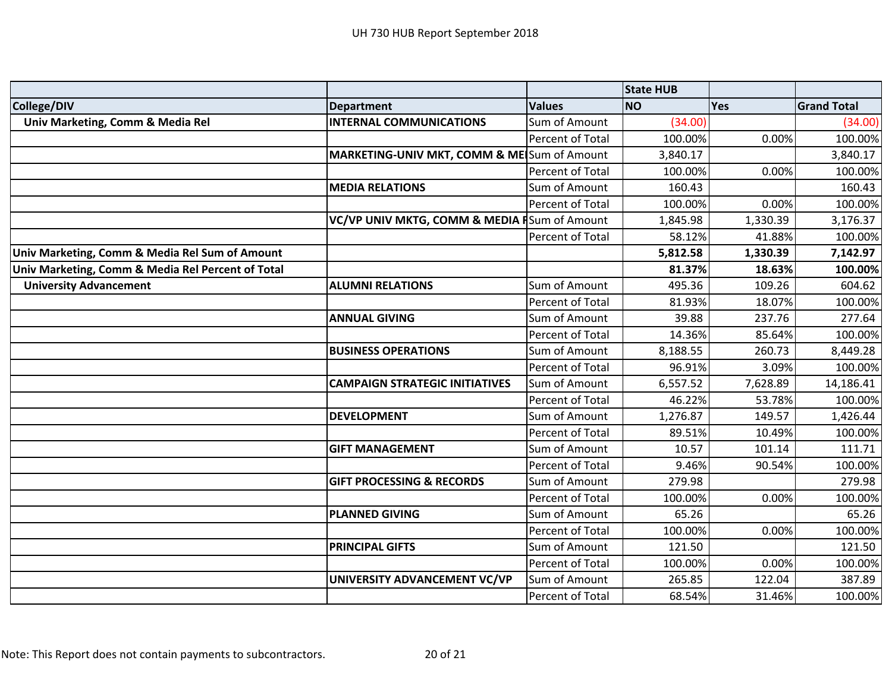UH 730 HUB Report September 2018

| | | | State HUB | | |
|---|---|---|---|---|---|
| **College/DIV** | **Department** | **Values** | **NO** | **Yes** | **Grand Total** |
| **Univ Marketing, Comm & Media Rel** | **INTERNAL COMMUNICATIONS** | Sum of Amount | (34.00) | | (34.00) |
| | | Percent of Total | 100.00% | 0.00% | 100.00% |
| | **MARKETING-UNIV MKT, COMM & ME** | Sum of Amount | 3,840.17 | | 3,840.17 |
| | | Percent of Total | 100.00% | 0.00% | 100.00% |
| | **MEDIA RELATIONS** | Sum of Amount | 160.43 | | 160.43 |
| | | Percent of Total | 100.00% | 0.00% | 100.00% |
| | **VC/VP UNIV MKTG, COMM & MEDIA R** | Sum of Amount | 1,845.98 | 1,330.39 | 3,176.37 |
| | | Percent of Total | 58.12% | 41.88% | 100.00% |
| **Univ Marketing, Comm & Media Rel Sum of Amount** | | | **5,812.58** | **1,330.39** | **7,142.97** |
| **Univ Marketing, Comm & Media Rel Percent of Total** | | | **81.37%** | **18.63%** | **100.00%** |
| **University Advancement** | **ALUMNI RELATIONS** | Sum of Amount | 495.36 | 109.26 | 604.62 |
| | | Percent of Total | 81.93% | 18.07% | 100.00% |
| | **ANNUAL GIVING** | Sum of Amount | 39.88 | 237.76 | 277.64 |
| | | Percent of Total | 14.36% | 85.64% | 100.00% |
| | **BUSINESS OPERATIONS** | Sum of Amount | 8,188.55 | 260.73 | 8,449.28 |
| | | Percent of Total | 96.91% | 3.09% | 100.00% |
| | **CAMPAIGN STRATEGIC INITIATIVES** | Sum of Amount | 6,557.52 | 7,628.89 | 14,186.41 |
| | | Percent of Total | 46.22% | 53.78% | 100.00% |
| | **DEVELOPMENT** | Sum of Amount | 1,276.87 | 149.57 | 1,426.44 |
| | | Percent of Total | 89.51% | 10.49% | 100.00% |
| | **GIFT MANAGEMENT** | Sum of Amount | 10.57 | 101.14 | 111.71 |
| | | Percent of Total | 9.46% | 90.54% | 100.00% |
| | **GIFT PROCESSING & RECORDS** | Sum of Amount | 279.98 | | 279.98 |
| | | Percent of Total | 100.00% | 0.00% | 100.00% |
| | **PLANNED GIVING** | Sum of Amount | 65.26 | | 65.26 |
| | | Percent of Total | 100.00% | 0.00% | 100.00% |
| | **PRINCIPAL GIFTS** | Sum of Amount | 121.50 | | 121.50 |
| | | Percent of Total | 100.00% | 0.00% | 100.00% |
| | **UNIVERSITY ADVANCEMENT VC/VP** | Sum of Amount | 265.85 | 122.04 | 387.89 |
| | | Percent of Total | 68.54% | 31.46% | 100.00% |

Note: This Report does not contain payments to subcontractors.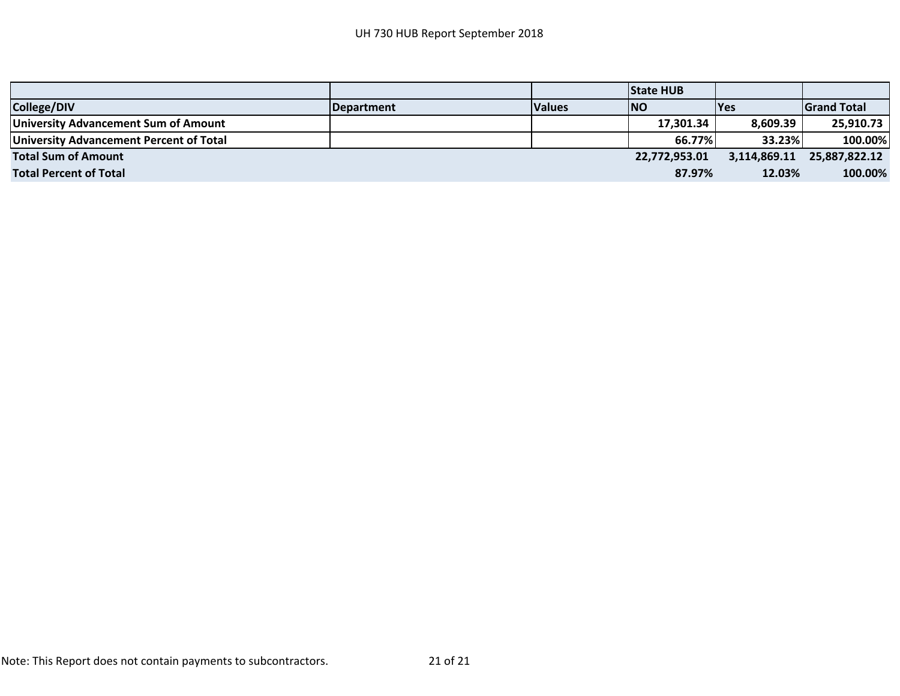| | | | State HUB | | |
|---|---|---|---|---|---|
| **College/DIV** | **Department** | **Values** | **NO** | **Yes** | **Grand Total** |
| **University Advancement Sum of Amount** | | | **17,301.34** | **8,609.39** | **25,910.73** |
| **University Advancement Percent of Total** | | | **66.77%** | **33.23%** | **100.00%** |
| **Total Sum of Amount** | | | **22,772,953.01** | **3,114,869.11** | **25,887,822.12** |
| **Total Percent of Total** | | | **87.97%** | **12.03%** | **100.00%** |

Note: This Report does not contain payments to subcontractors.